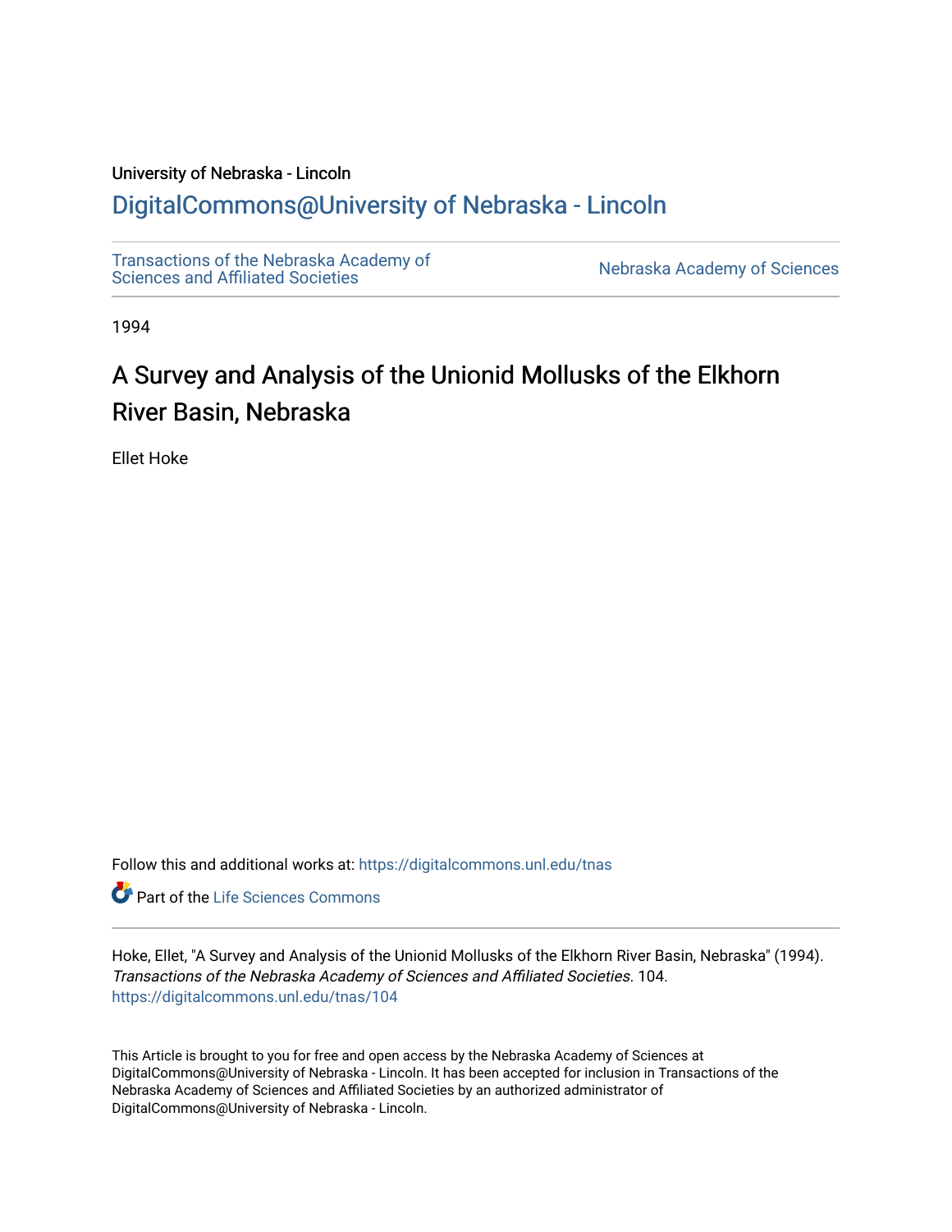University of Nebraska - Lincoln

## DigitalCommons@University of Nebraska - Lincoln

Transactions of the Nebraska Academy of Sciences and Affiliated Societies

Nebraska Academy of Sciences

1994

# A Survey and Analysis of the Unionid Mollusks of the Elkhorn River Basin, Nebraska

Ellet Hoke

Follow this and additional works at: https://digitalcommons.unl.edu/tnas

Part of the Life Sciences Commons

Hoke, Ellet, "A Survey and Analysis of the Unionid Mollusks of the Elkhorn River Basin, Nebraska" (1994). *Transactions of the Nebraska Academy of Sciences and Affiliated Societies*. 104.
https://digitalcommons.unl.edu/tnas/104

This Article is brought to you for free and open access by the Nebraska Academy of Sciences at DigitalCommons@University of Nebraska - Lincoln. It has been accepted for inclusion in Transactions of the Nebraska Academy of Sciences and Affiliated Societies by an authorized administrator of DigitalCommons@University of Nebraska - Lincoln.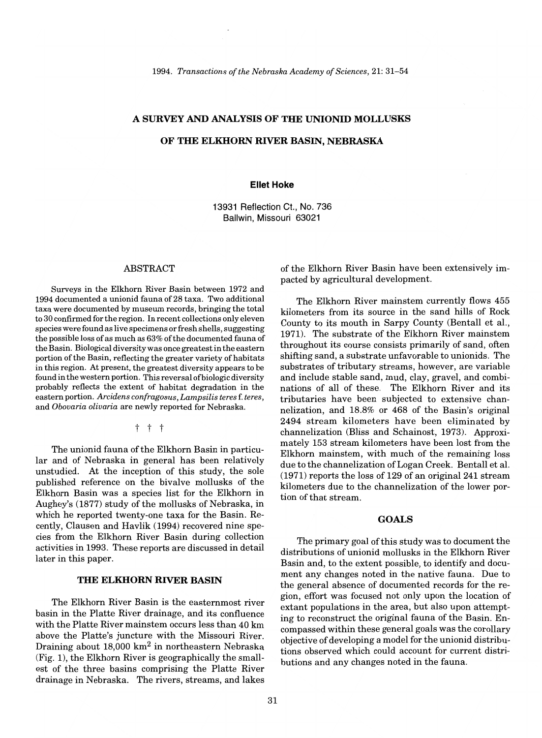# A SURVEY AND ANALYSIS OF THE UNIONID MOLLUSKS OF THE ELKHORN RIVER BASIN, NEBRASKA

**Ellet Hoke**

13931 Reflection Ct., No. 736
Ballwin, Missouri 63021

## ABSTRACT

Surveys in the Elkhorn River Basin between 1972 and 1994 documented a unionid fauna of 28 taxa. Two additional taxa were documented by museum records, bringing the total to 30 confirmed for the region. In recent collections only eleven species were found as live specimens or fresh shells, suggesting the possible loss of as much as 63% of the documented fauna of the Basin. Biological diversity was once greatest in the eastern portion of the Basin, reflecting the greater variety of habitats in this region. At present, the greatest diversity appears to be found in the western portion. This reversal of biologic diversity probably reflects the extent of habitat degradation in the eastern portion. *Arcidens confragosus*, *Lampsilis teres* f. *teres*, and *Obovaria olivaria* are newly reported for Nebraska.

† † †

The unionid fauna of the Elkhorn Basin in particular and of Nebraska in general has been relatively unstudied. At the inception of this study, the sole published reference on the bivalve mollusks of the Elkhorn Basin was a species list for the Elkhorn in Aughey's (1877) study of the mollusks of Nebraska, in which he reported twenty-one taxa for the Basin. Recently, Clausen and Havlik (1994) recovered nine species from the Elkhorn River Basin during collection activities in 1993. These reports are discussed in detail later in this paper.

## THE ELKHORN RIVER BASIN

The Elkhorn River Basin is the easternmost river basin in the Platte River drainage, and its confluence with the Platte River mainstem occurs less than 40 km above the Platte's juncture with the Missouri River. Draining about 18,000 km$^2$ in northeastern Nebraska (Fig. 1), the Elkhorn River is geographically the smallest of the three basins comprising the Platte River drainage in Nebraska. The rivers, streams, and lakes of the Elkhorn River Basin have been extensively impacted by agricultural development.

The Elkhorn River mainstem currently flows 455 kilometers from its source in the sand hills of Rock County to its mouth in Sarpy County (Bentall et al., 1971). The substrate of the Elkhorn River mainstem throughout its course consists primarily of sand, often shifting sand, a substrate unfavorable to unionids. The substrates of tributary streams, however, are variable and include stable sand, mud, clay, gravel, and combinations of all of these. The Elkhorn River and its tributaries have been subjected to extensive channelization, and 18.8% or 468 of the Basin's original 2494 stream kilometers have been eliminated by channelization (Bliss and Schainost, 1973). Approximately 153 stream kilometers have been lost from the Elkhorn mainstem, with much of the remaining loss due to the channelization of Logan Creek. Bentall et al. (1971) reports the loss of 129 of an original 241 stream kilometers due to the channelization of the lower portion of that stream.

## GOALS

The primary goal of this study was to document the distributions of unionid mollusks in the Elkhorn River Basin and, to the extent possible, to identify and document any changes noted in the native fauna. Due to the general absence of documented records for the region, effort was focused not only upon the location of extant populations in the area, but also upon attempting to reconstruct the original fauna of the Basin. Encompassed within these general goals was the corollary objective of developing a model for the unionid distributions observed which could account for current distributions and any changes noted in the fauna.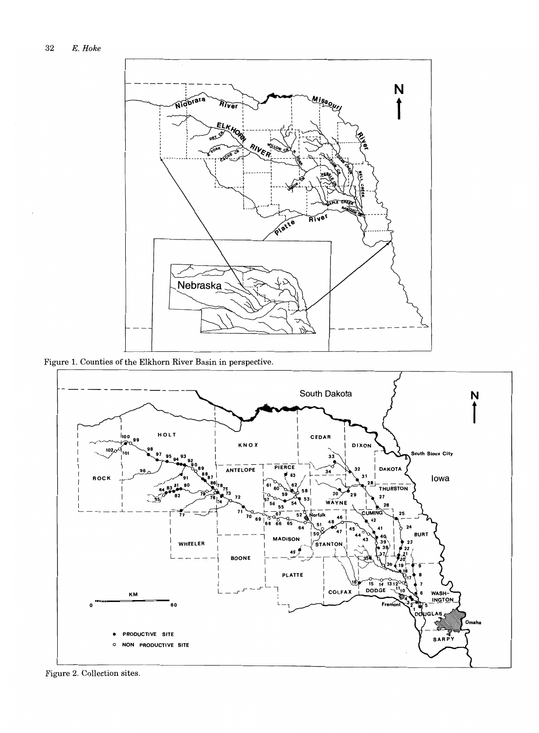Figure 1. Counties of the Elkhorn River Basin in perspective.

Figure 2. Collection sites.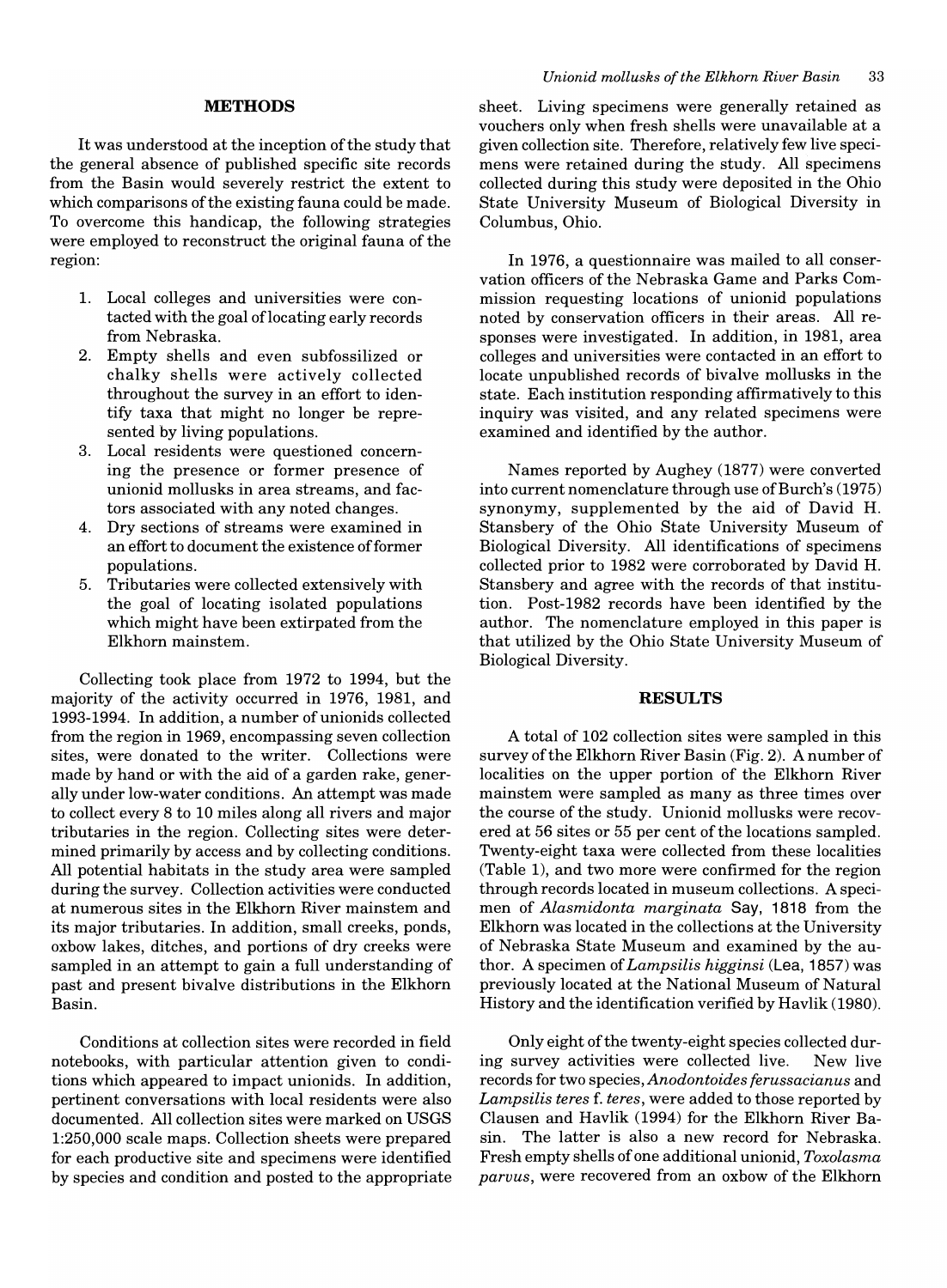## METHODS

It was understood at the inception of the study that the general absence of published specific site records from the Basin would severely restrict the extent to which comparisons of the existing fauna could be made. To overcome this handicap, the following strategies were employed to reconstruct the original fauna of the region:

1. Local colleges and universities were contacted with the goal of locating early records from Nebraska.
2. Empty shells and even subfossilized or chalky shells were actively collected throughout the survey in an effort to identify taxa that might no longer be represented by living populations.
3. Local residents were questioned concerning the presence or former presence of unionid mollusks in area streams, and factors associated with any noted changes.
4. Dry sections of streams were examined in an effort to document the existence of former populations.
5. Tributaries were collected extensively with the goal of locating isolated populations which might have been extirpated from the Elkhorn mainstem.

Collecting took place from 1972 to 1994, but the majority of the activity occurred in 1976, 1981, and 1993-1994. In addition, a number of unionids collected from the region in 1969, encompassing seven collection sites, were donated to the writer. Collections were made by hand or with the aid of a garden rake, generally under low-water conditions. An attempt was made to collect every 8 to 10 miles along all rivers and major tributaries in the region. Collecting sites were determined primarily by access and by collecting conditions. All potential habitats in the study area were sampled during the survey. Collection activities were conducted at numerous sites in the Elkhorn River mainstem and its major tributaries. In addition, small creeks, ponds, oxbow lakes, ditches, and portions of dry creeks were sampled in an attempt to gain a full understanding of past and present bivalve distributions in the Elkhorn Basin.

Conditions at collection sites were recorded in field notebooks, with particular attention given to conditions which appeared to impact unionids. In addition, pertinent conversations with local residents were also documented. All collection sites were marked on USGS 1:250,000 scale maps. Collection sheets were prepared for each productive site and specimens were identified by species and condition and posted to the appropriate sheet. Living specimens were generally retained as vouchers only when fresh shells were unavailable at a given collection site. Therefore, relatively few live specimens were retained during the study. All specimens collected during this study were deposited in the Ohio State University Museum of Biological Diversity in Columbus, Ohio.

In 1976, a questionnaire was mailed to all conservation officers of the Nebraska Game and Parks Commission requesting locations of unionid populations noted by conservation officers in their areas. All responses were investigated. In addition, in 1981, area colleges and universities were contacted in an effort to locate unpublished records of bivalve mollusks in the state. Each institution responding affirmatively to this inquiry was visited, and any related specimens were examined and identified by the author.

Names reported by Aughey (1877) were converted into current nomenclature through use of Burch's (1975) synonymy, supplemented by the aid of David H. Stansbery of the Ohio State University Museum of Biological Diversity. All identifications of specimens collected prior to 1982 were corroborated by David H. Stansbery and agree with the records of that institution. Post-1982 records have been identified by the author. The nomenclature employed in this paper is that utilized by the Ohio State University Museum of Biological Diversity.

## RESULTS

A total of 102 collection sites were sampled in this survey of the Elkhorn River Basin (Fig. 2). A number of localities on the upper portion of the Elkhorn River mainstem were sampled as many as three times over the course of the study. Unionid mollusks were recovered at 56 sites or 55 per cent of the locations sampled. Twenty-eight taxa were collected from these localities (Table 1), and two more were confirmed for the region through records located in museum collections. A specimen of *Alasmidonta marginata* Say, 1818 from the Elkhorn was located in the collections at the University of Nebraska State Museum and examined by the author. A specimen of *Lampsilis higginsi* (Lea, 1857) was previously located at the National Museum of Natural History and the identification verified by Havlik (1980).

Only eight of the twenty-eight species collected during survey activities were collected live. New live records for two species, *Anodontoides ferussacianus* and *Lampsilis teres* f. *teres*, were added to those reported by Clausen and Havlik (1994) for the Elkhorn River Basin. The latter is also a new record for Nebraska. Fresh empty shells of one additional unionid, *Toxolasma parvus*, were recovered from an oxbow of the Elkhorn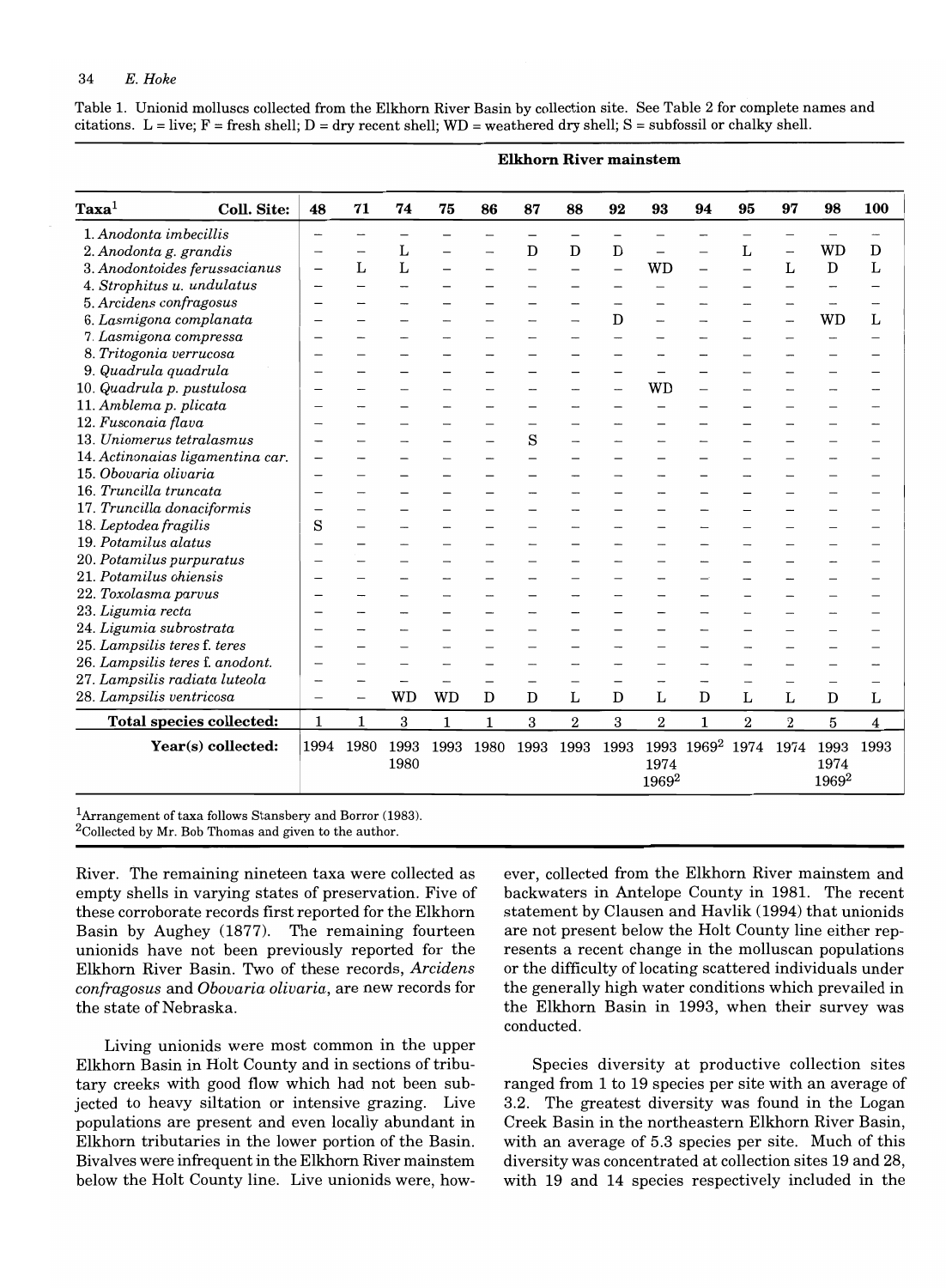Table 1. Unionid molluscs collected from the Elkhorn River Basin by collection site. See Table 2 for complete names and citations. L = live; F = fresh shell; D = dry recent shell; WD = weathered dry shell; S = subfossil or chalky shell.

| | Elkhorn River mainstem | | | | | | | | | | | | | |
|---|---|---|---|---|---|---|---|---|---|---|---|---|---|---|
| Taxa[1] Coll. Site: | 48 | 71 | 74 | 75 | 86 | 87 | 88 | 92 | 93 | 94 | 95 | 97 | 98 | 100 |
| 1. *Anodonta imbecillis* | – | – | – | – | – | – | – | – | – | – | – | – | – | – |
| 2. *Anodonta g. grandis* | – | – | L | – | – | D | D | D | – | – | L | – | WD | D |
| 3. *Anodontoides ferussacianus* | – | L | L | – | – | – | – | – | WD | – | – | L | D | L |
| 4. *Strophitus u. undulatus* | – | – | – | – | – | – | – | – | – | – | – | – | – | – |
| 5. *Arcidens confragosus* | – | – | – | – | – | – | – | – | – | – | – | – | – | – |
| 6. *Lasmigona complanata* | – | – | – | – | – | – | – | D | – | – | – | – | WD | L |
| 7. *Lasmigona compressa* | – | – | – | – | – | – | – | – | – | – | – | – | – | – |
| 8. *Tritogonia verrucosa* | – | – | – | – | – | – | – | – | – | – | – | – | – | – |
| 9. *Quadrula quadrula* | – | – | – | – | – | – | – | – | – | – | – | – | – | – |
| 10. *Quadrula p. pustulosa* | – | – | – | – | – | – | – | – | WD | – | – | – | – | – |
| 11. *Amblema p. plicata* | – | – | – | – | – | – | – | – | – | – | – | – | – | – |
| 12. *Fusconaia flava* | – | – | – | – | – | – | – | – | – | – | – | – | – | – |
| 13. *Uniomerus tetralasmus* | – | – | – | – | – | S | – | – | – | – | – | – | – | – |
| 14. *Actinonaias ligamentina car.* | – | – | – | – | – | – | – | – | – | – | – | – | – | – |
| 15. *Obovaria olivaria* | – | – | – | – | – | – | – | – | – | – | – | – | – | – |
| 16. *Truncilla truncata* | – | – | – | – | – | – | – | – | – | – | – | – | – | – |
| 17. *Truncilla donaciformis* | – | – | – | – | – | – | – | – | – | – | – | – | – | – |
| 18. *Leptodea fragilis* | S | – | – | – | – | – | – | – | – | – | – | – | – | – |
| 19. *Potamilus alatus* | – | – | – | – | – | – | – | – | – | – | – | – | – | – |
| 20. *Potamilus purpuratus* | – | – | – | – | – | – | – | – | – | – | – | – | – | – |
| 21. *Potamilus ohiensis* | – | – | – | – | – | – | – | – | – | – | – | – | – | – |
| 22. *Toxolasma parvus* | – | – | – | – | – | – | – | – | – | – | – | – | – | – |
| 23. *Ligumia recta* | – | – | – | – | – | – | – | – | – | – | – | – | – | – |
| 24. *Ligumia subrostrata* | – | – | – | – | – | – | – | – | – | – | – | – | – | – |
| 25. *Lampsilis teres f. teres* | – | – | – | – | – | – | – | – | – | – | – | – | – | – |
| 26. *Lampsilis teres f. anodont.* | – | – | – | – | – | – | – | – | – | – | – | – | – | – |
| 27. *Lampsilis radiata luteola* | – | – | – | – | – | – | – | – | – | – | – | – | – | – |
| 28. *Lampsilis ventricosa* | – | – | WD | WD | D | D | L | D | L | D | L | L | D | L |
| **Total species collected:** | 1 | 1 | 3 | 1 | 1 | 3 | 2 | 3 | 2 | 1 | 2 | 2 | 5 | 4 |
| **Year(s) collected:** | 1994 | 1980 | 1993 1980 | 1993 | 1980 | 1993 | 1993 | 1993 | 1993 1974 1969[2] | 1969[2] | 1974 | 1974 | 1993 1974 1969[2] | 1993 |

[1]Arrangement of taxa follows Stansbery and Borror (1983).
[2]Collected by Mr. Bob Thomas and given to the author.

River. The remaining nineteen taxa were collected as empty shells in varying states of preservation. Five of these corroborate records first reported for the Elkhorn Basin by Aughey (1877). The remaining fourteen unionids have not been previously reported for the Elkhorn River Basin. Two of these records, *Arcidens confragosus* and *Obovaria olivaria*, are new records for the state of Nebraska.

Living unionids were most common in the upper Elkhorn Basin in Holt County and in sections of tributary creeks with good flow which had not been subjected to heavy siltation or intensive grazing. Live populations are present and even locally abundant in Elkhorn tributaries in the lower portion of the Basin. Bivalves were infrequent in the Elkhorn River mainstem below the Holt County line. Live unionids were, however, collected from the Elkhorn River mainstem and backwaters in Antelope County in 1981. The recent statement by Clausen and Havlik (1994) that unionids are not present below the Holt County line either represents a recent change in the molluscan populations or the difficulty of locating scattered individuals under the generally high water conditions which prevailed in the Elkhorn Basin in 1993, when their survey was conducted.

Species diversity at productive collection sites ranged from 1 to 19 species per site with an average of 3.2. The greatest diversity was found in the Logan Creek Basin in the northeastern Elkhorn River Basin, with an average of 5.3 species per site. Much of this diversity was concentrated at collection sites 19 and 28, with 19 and 14 species respectively included in the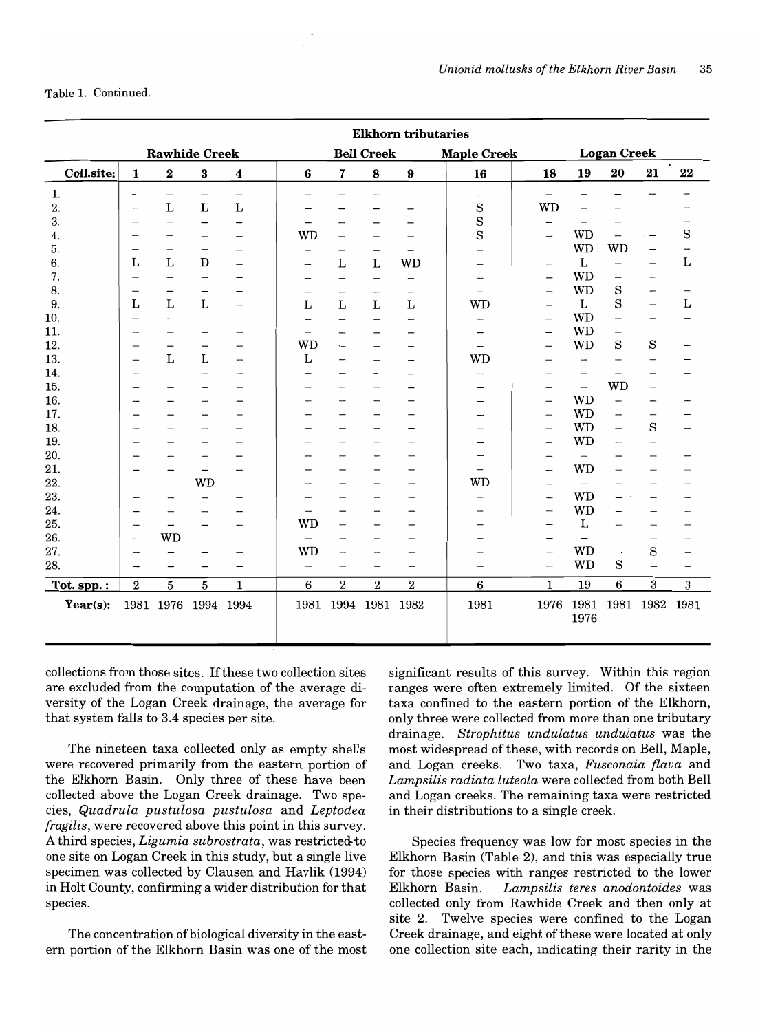Table 1. Continued.

| | Elkhorn tributaries | | | | | | | | | | | | | | |
|---|---|---|---|---|---|---|---|---|---|---|---|---|---|---|---|
| | **Rawhide Creek** | | | | **Bell Creek** | | | | **Maple Creek** | **Logan Creek** | | | | |
| **Coll.site:** | **1** | **2** | **3** | **4** | **6** | **7** | **8** | **9** | **16** | **18** | **19** | **20** | **21** | **22** |
| 1. | – | – | – | – | – | – | – | – | – | – | – | – | – | – |
| 2. | – | L | L | L | – | – | – | – | S | WD | – | – | – | – |
| 3. | – | – | – | – | – | – | – | – | S | – | – | – | – | – |
| 4. | – | – | – | – | WD | – | – | – | S | – | WD | – | – | S |
| 5. | – | – | – | – | – | – | – | – | – | – | WD | WD | – | – |
| 6. | L | L | D | – | – | L | L | WD | – | – | L | – | – | L |
| 7. | – | – | – | – | – | – | – | – | – | – | WD | – | – | – |
| 8. | – | – | – | – | – | – | – | – | – | – | WD | S | – | – |
| 9. | L | L | L | – | L | L | L | L | WD | – | L | S | – | L |
| 10. | – | – | – | – | – | – | – | – | – | – | WD | – | – | – |
| 11. | – | – | – | – | – | – | – | – | – | – | WD | – | – | – |
| 12. | – | – | – | – | WD | – | – | – | – | – | WD | S | S | – |
| 13. | – | L | L | – | L | – | – | – | WD | – | – | – | – | – |
| 14. | – | – | – | – | – | – | – | – | – | – | – | – | – | – |
| 15. | – | – | – | – | – | – | – | – | – | – | – | WD | – | – |
| 16. | – | – | – | – | – | – | – | – | – | – | WD | – | – | – |
| 17. | – | – | – | – | – | – | – | – | – | – | WD | – | – | – |
| 18. | – | – | – | – | – | – | – | – | – | – | WD | – | S | – |
| 19. | – | – | – | – | – | – | – | – | – | – | WD | – | – | – |
| 20. | – | – | – | – | – | – | – | – | – | – | – | – | – | – |
| 21. | – | – | – | – | – | – | – | – | – | – | WD | – | – | – |
| 22. | – | – | WD | – | – | – | – | – | WD | – | – | – | – | – |
| 23. | – | – | – | – | – | – | – | – | – | – | WD | – | – | – |
| 24. | – | – | – | – | – | – | – | – | – | – | WD | – | – | – |
| 25. | – | – | – | – | WD | – | – | – | – | – | L | – | – | – |
| 26. | – | WD | – | – | – | – | – | – | – | – | – | – | – | – |
| 27. | – | – | – | – | WD | – | – | – | – | – | WD | – | S | – |
| 28. | – | – | – | – | – | – | – | – | – | – | WD | S | – | – |
| **Tot. spp.:** | 2 | 5 | 5 | 1 | 6 | 2 | 2 | 2 | 6 | 1 | 19 | 6 | 3 | 3 |
| **Year(s):** | 1981 | 1976 | 1994 | 1994 | 1981 | 1994 | 1981 | 1982 | 1981 | 1976 | 1981 1976 | 1981 | 1982 | 1981 |

collections from those sites. If these two collection sites are excluded from the computation of the average diversity of the Logan Creek drainage, the average for that system falls to 3.4 species per site.

The nineteen taxa collected only as empty shells were recovered primarily from the eastern portion of the Elkhorn Basin. Only three of these have been collected above the Logan Creek drainage. Two species, *Quadrula pustulosa pustulosa* and *Leptodea fragilis*, were recovered above this point in this survey. A third species, *Ligumia subrostrata*, was restricted to one site on Logan Creek in this study, but a single live specimen was collected by Clausen and Havlik (1994) in Holt County, confirming a wider distribution for that species.

The concentration of biological diversity in the eastern portion of the Elkhorn Basin was one of the most significant results of this survey. Within this region ranges were often extremely limited. Of the sixteen taxa confined to the eastern portion of the Elkhorn, only three were collected from more than one tributary drainage. *Strophitus undulatus undulatus* was the most widespread of these, with records on Bell, Maple, and Logan creeks. Two taxa, *Fusconaia flava* and *Lampsilis radiata luteola* were collected from both Bell and Logan creeks. The remaining taxa were restricted in their distributions to a single creek.

Species frequency was low for most species in the Elkhorn Basin (Table 2), and this was especially true for those species with ranges restricted to the lower Elkhorn Basin. *Lampsilis teres anodontoides* was collected only from Rawhide Creek and then only at site 2. Twelve species were confined to the Logan Creek drainage, and eight of these were located at only one collection site each, indicating their rarity in the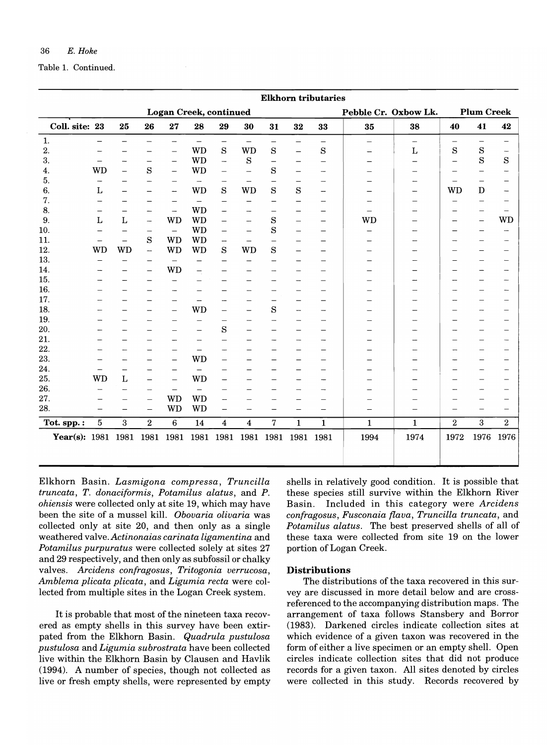Table 1. Continued.

| | Elkhorn tributaries | | | | | | | | | | | | | | |
|---|---|---|---|---|---|---|---|---|---|---|---|---|---|---|---|
| | Logan Creek, continued | | | | | | | | | | Pebble Cr. | Oxbow Lk. | Plum Creek | | |
| Coll. site: | 23 | 25 | 26 | 27 | 28 | 29 | 30 | 31 | 32 | 33 | 35 | 38 | 40 | 41 | 42 |
| 1. | – | – | – | – | – | – | – | – | – | – | – | – | – | – | – |
| 2. | – | – | – | – | WD | S | WD | S | – | S | – | L | S | S | – |
| 3. | – | – | – | – | WD | – | S | – | – | – | – | – | – | S | S |
| 4. | WD | – | S | – | WD | – | – | S | – | – | – | – | – | – | – |
| 5. | – | – | – | – | – | – | – | – | – | – | – | – | – | – | – |
| 6. | L | – | – | – | WD | S | WD | S | S | – | – | – | WD | D | – |
| 7. | – | – | – | – | – | – | – | – | – | – | – | – | – | – | – |
| 8. | – | – | – | – | WD | – | – | – | – | – | – | – | – | – | – |
| 9. | L | L | – | WD | WD | – | – | S | – | – | WD | – | – | – | WD |
| 10. | – | – | – | – | WD | – | – | S | – | – | – | – | – | – | – |
| 11. | – | – | S | WD | WD | – | – | – | – | – | – | – | – | – | – |
| 12. | WD | WD | – | WD | WD | S | WD | S | – | – | – | – | – | – | – |
| 13. | – | – | – | – | – | – | – | – | – | – | – | – | – | – | – |
| 14. | – | – | – | WD | – | – | – | – | – | – | – | – | – | – | – |
| 15. | – | – | – | – | – | – | – | – | – | – | – | – | – | – | – |
| 16. | – | – | – | – | – | – | – | – | – | – | – | – | – | – | – |
| 17. | – | – | – | – | – | – | – | – | – | – | – | – | – | – | – |
| 18. | – | – | – | – | WD | – | – | S | – | – | – | – | – | – | – |
| 19. | – | – | – | – | – | – | – | – | – | – | – | – | – | – | – |
| 20. | – | – | – | – | – | S | – | – | – | – | – | – | – | – | – |
| 21. | – | – | – | – | – | – | – | – | – | – | – | – | – | – | – |
| 22. | – | – | – | – | – | – | – | – | – | – | – | – | – | – | – |
| 23. | – | – | – | – | WD | – | – | – | – | – | – | – | – | – | – |
| 24. | – | – | – | – | – | – | – | – | – | – | – | – | – | – | – |
| 25. | WD | L | – | – | WD | – | – | – | – | – | – | – | – | – | – |
| 26. | – | – | – | – | – | – | – | – | – | – | – | – | – | – | – |
| 27. | – | – | – | WD | WD | – | – | – | – | – | – | – | – | – | – |
| 28. | – | – | – | WD | WD | – | – | – | – | – | – | – | – | – | – |
| **Tot. spp.:** | 5 | 3 | 2 | 6 | 14 | 4 | 4 | 7 | 1 | 1 | 1 | 1 | 2 | 3 | 2 |
| **Year(s):** | 1981 | 1981 | 1981 | 1981 | 1981 | 1981 | 1981 | 1981 | 1981 | 1981 | 1994 | 1974 | 1972 | 1976 | 1976 |

Elkhorn Basin. *Lasmigona compressa*, *Truncilla truncata*, *T. donaciformis*, *Potamilus alatus*, and *P. ohiensis* were collected only at site 19, which may have been the site of a mussel kill. *Obovaria olivaria* was collected only at site 20, and then only as a single weathered valve. *Actinonaias carinata ligamentina* and *Potamilus purpuratus* were collected solely at sites 27 and 29 respectively, and then only as subfossil or chalky valves. *Arcidens confragosus*, *Tritogonia verrucosa*, *Amblema plicata plicata*, and *Ligumia recta* were collected from multiple sites in the Logan Creek system.

It is probable that most of the nineteen taxa recovered as empty shells in this survey have been extirpated from the Elkhorn Basin. *Quadrula pustulosa pustulosa* and *Ligumia subrostrata* have been collected live within the Elkhorn Basin by Clausen and Havlik (1994). A number of species, though not collected as live or fresh empty shells, were represented by empty shells in relatively good condition. It is possible that these species still survive within the Elkhorn River Basin. Included in this category were *Arcidens confragosus*, *Fusconaia flava*, *Truncilla truncata*, and *Potamilus alatus*. The best preserved shells of all of these taxa were collected from site 19 on the lower portion of Logan Creek.

## Distributions

The distributions of the taxa recovered in this survey are discussed in more detail below and are cross-referenced to the accompanying distribution maps. The arrangement of taxa follows Stansbery and Borror (1983). Darkened circles indicate collection sites at which evidence of a given taxon was recovered in the form of either a live specimen or an empty shell. Open circles indicate collection sites that did not produce records for a given taxon. All sites denoted by circles were collected in this study. Records recovered by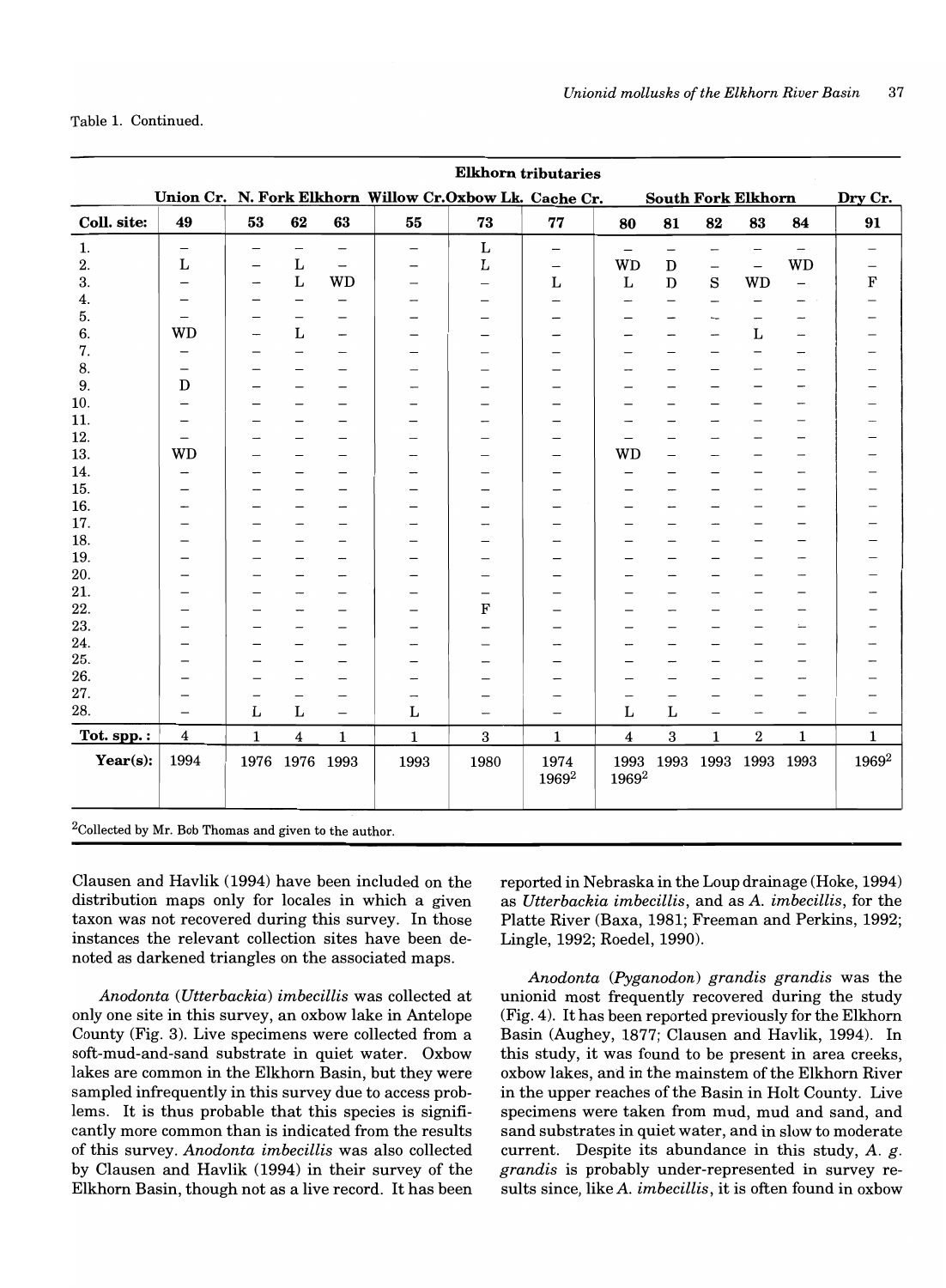Table 1. Continued.

| | Elkhorn tributaries | | | | | | | | | | | | | |
|---|---|---|---|---|---|---|---|---|---|---|---|---|---|---|
| | Union Cr. | N. Fork Elkhorn | | | Willow Cr. | Oxbow Lk. | Cache Cr. | South Fork Elkhorn | | | | | Dry Cr. |
| Coll. site: | 49 | 53 | 62 | 63 | 55 | 73 | 77 | 80 | 81 | 82 | 83 | 84 | 91 |
| 1. | – | – | – | – | – | L | – | – | – | – | – | – | – |
| 2. | L | – | L | – | – | L | – | WD | D | – | – | WD | – |
| 3. | – | – | L | WD | – | – | L | L | D | S | WD | – | F |
| 4. | – | – | – | – | – | – | – | – | – | – | – | – | – |
| 5. | – | – | – | – | – | – | – | – | – | – | – | – | – |
| 6. | WD | – | L | – | – | – | – | – | – | – | L | – | – |
| 7. | – | – | – | – | – | – | – | – | – | – | – | – | – |
| 8. | – | – | – | – | – | – | – | – | – | – | – | – | – |
| 9. | D | – | – | – | – | – | – | – | – | – | – | – | – |
| 10. | – | – | – | – | – | – | – | – | – | – | – | – | – |
| 11. | – | – | – | – | – | – | – | – | – | – | – | – | – |
| 12. | – | – | – | – | – | – | – | – | – | – | – | – | – |
| 13. | WD | – | – | – | – | – | – | WD | – | – | – | – | – |
| 14. | – | – | – | – | – | – | – | – | – | – | – | – | – |
| 15. | – | – | – | – | – | – | – | – | – | – | – | – | – |
| 16. | – | – | – | – | – | – | – | – | – | – | – | – | – |
| 17. | – | – | – | – | – | – | – | – | – | – | – | – | – |
| 18. | – | – | – | – | – | – | – | – | – | – | – | – | – |
| 19. | – | – | – | – | – | – | – | – | – | – | – | – | – |
| 20. | – | – | – | – | – | – | – | – | – | – | – | – | – |
| 21. | – | – | – | – | – | – | – | – | – | – | – | – | – |
| 22. | – | – | – | – | – | F | – | – | – | – | – | – | – |
| 23. | – | – | – | – | – | – | – | – | – | – | – | – | – |
| 24. | – | – | – | – | – | – | – | – | – | – | – | – | – |
| 25. | – | – | – | – | – | – | – | – | – | – | – | – | – |
| 26. | – | – | – | – | – | – | – | – | – | – | – | – | – |
| 27. | – | – | – | – | – | – | – | – | – | – | – | – | – |
| 28. | – | L | L | – | L | – | – | L | L | – | – | – | – |
| Tot. spp.: | 4 | 1 | 4 | 1 | 1 | 3 | 1 | 4 | 3 | 1 | 2 | 1 | 1 |
| Year(s): | 1994 | 1976 | 1976 | 1993 | 1993 | 1980 | 1974 1969[2] | 1993 1969[2] | 1993 | 1993 | 1993 | 1993 | 1969[2] |

[2]Collected by Mr. Bob Thomas and given to the author.

Clausen and Havlik (1994) have been included on the distribution maps only for locales in which a given taxon was not recovered during this survey. In those instances the relevant collection sites have been denoted as darkened triangles on the associated maps.

*Anodonta (Utterbackia) imbecillis* was collected at only one site in this survey, an oxbow lake in Antelope County (Fig. 3). Live specimens were collected from a soft-mud-and-sand substrate in quiet water. Oxbow lakes are common in the Elkhorn Basin, but they were sampled infrequently in this survey due to access problems. It is thus probable that this species is significantly more common than is indicated from the results of this survey. *Anodonta imbecillis* was also collected by Clausen and Havlik (1994) in their survey of the Elkhorn Basin, though not as a live record. It has been reported in Nebraska in the Loup drainage (Hoke, 1994) as *Utterbackia imbecillis*, and as *A. imbecillis*, for the Platte River (Baxa, 1981; Freeman and Perkins, 1992; Lingle, 1992; Roedel, 1990).

*Anodonta (Pyganodon) grandis grandis* was the unionid most frequently recovered during the study (Fig. 4). It has been reported previously for the Elkhorn Basin (Aughey, 1877; Clausen and Havlik, 1994). In this study, it was found to be present in area creeks, oxbow lakes, and in the mainstem of the Elkhorn River in the upper reaches of the Basin in Holt County. Live specimens were taken from mud, mud and sand, and sand substrates in quiet water, and in slow to moderate current. Despite its abundance in this study, *A. g. grandis* is probably under-represented in survey results since, like *A. imbecillis*, it is often found in oxbow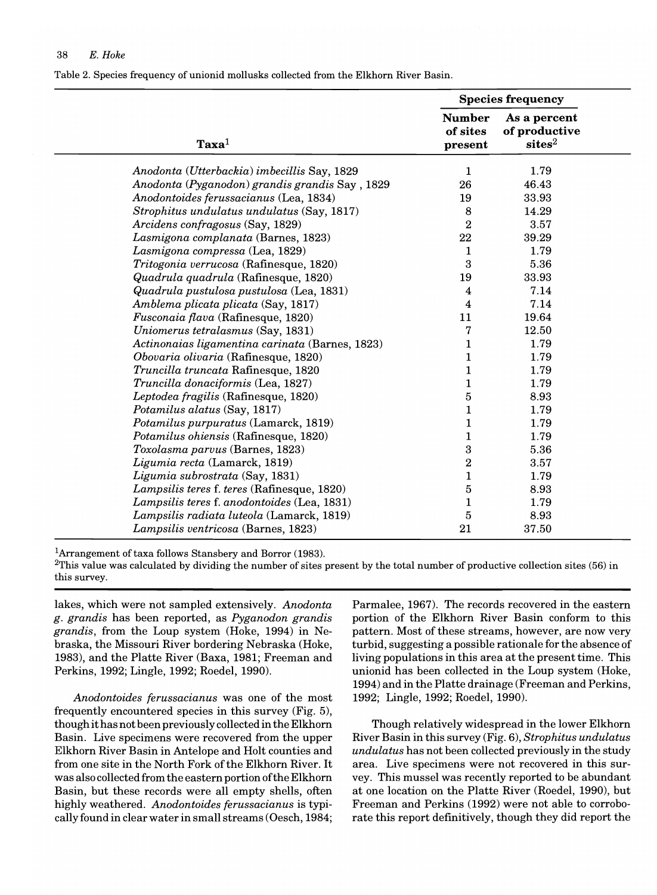Table 2. Species frequency of unionid mollusks collected from the Elkhorn River Basin.

| Taxa[1] | Species frequency | |
|---|---|---|
| | Number of sites present | As a percent of productive sites[2] |
| *Anodonta (Utterbackia) imbecillis* Say, 1829 | 1 | 1.79 |
| *Anodonta (Pyganodon) grandis grandis* Say , 1829 | 26 | 46.43 |
| *Anodontoides ferussacianus* (Lea, 1834) | 19 | 33.93 |
| *Strophitus undulatus undulatus* (Say, 1817) | 8 | 14.29 |
| *Arcidens confragosus* (Say, 1829) | 2 | 3.57 |
| *Lasmigona complanata* (Barnes, 1823) | 22 | 39.29 |
| *Lasmigona compressa* (Lea, 1829) | 1 | 1.79 |
| *Tritogonia verrucosa* (Rafinesque, 1820) | 3 | 5.36 |
| *Quadrula quadrula* (Rafinesque, 1820) | 19 | 33.93 |
| *Quadrula pustulosa pustulosa* (Lea, 1831) | 4 | 7.14 |
| *Amblema plicata plicata* (Say, 1817) | 4 | 7.14 |
| *Fusconaia flava* (Rafinesque, 1820) | 11 | 19.64 |
| *Uniomerus tetralasmus* (Say, 1831) | 7 | 12.50 |
| *Actinonaias ligamentina carinata* (Barnes, 1823) | 1 | 1.79 |
| *Obovaria olivaria* (Rafinesque, 1820) | 1 | 1.79 |
| *Truncilla truncata* Rafinesque, 1820 | 1 | 1.79 |
| *Truncilla donaciformis* (Lea, 1827) | 1 | 1.79 |
| *Leptodea fragilis* (Rafinesque, 1820) | 5 | 8.93 |
| *Potamilus alatus* (Say, 1817) | 1 | 1.79 |
| *Potamilus purpuratus* (Lamarck, 1819) | 1 | 1.79 |
| *Potamilus ohiensis* (Rafinesque, 1820) | 1 | 1.79 |
| *Toxolasma parvus* (Barnes, 1823) | 3 | 5.36 |
| *Ligumia recta* (Lamarck, 1819) | 2 | 3.57 |
| *Ligumia subrostrata* (Say, 1831) | 1 | 1.79 |
| *Lampsilis teres* f. *teres* (Rafinesque, 1820) | 5 | 8.93 |
| *Lampsilis teres* f. *anodontoides* (Lea, 1831) | 1 | 1.79 |
| *Lampsilis radiata luteola* (Lamarck, 1819) | 5 | 8.93 |
| *Lampsilis ventricosa* (Barnes, 1823) | 21 | 37.50 |

[1]Arrangement of taxa follows Stansbery and Borror (1983).
[2]This value was calculated by dividing the number of sites present by the total number of productive collection sites (56) in this survey.

lakes, which were not sampled extensively. *Anodonta g. grandis* has been reported, as *Pyganodon grandis grandis*, from the Loup system (Hoke, 1994) in Nebraska, the Missouri River bordering Nebraska (Hoke, 1983), and the Platte River (Baxa, 1981; Freeman and Perkins, 1992; Lingle, 1992; Roedel, 1990).

*Anodontoides ferussacianus* was one of the most frequently encountered species in this survey (Fig. 5), though it has not been previously collected in the Elkhorn Basin. Live specimens were recovered from the upper Elkhorn River Basin in Antelope and Holt counties and from one site in the North Fork of the Elkhorn River. It was also collected from the eastern portion of the Elkhorn Basin, but these records were all empty shells, often highly weathered. *Anodontoides ferussacianus* is typically found in clear water in small streams (Oesch, 1984; Parmalee, 1967). The records recovered in the eastern portion of the Elkhorn River Basin conform to this pattern. Most of these streams, however, are now very turbid, suggesting a possible rationale for the absence of living populations in this area at the present time. This unionid has been collected in the Loup system (Hoke, 1994) and in the Platte drainage (Freeman and Perkins, 1992; Lingle, 1992; Roedel, 1990).

Though relatively widespread in the lower Elkhorn River Basin in this survey (Fig. 6), *Strophitus undulatus undulatus* has not been collected previously in the study area. Live specimens were not recovered in this survey. This mussel was recently reported to be abundant at one location on the Platte River (Roedel, 1990), but Freeman and Perkins (1992) were not able to corroborate this report definitively, though they did report the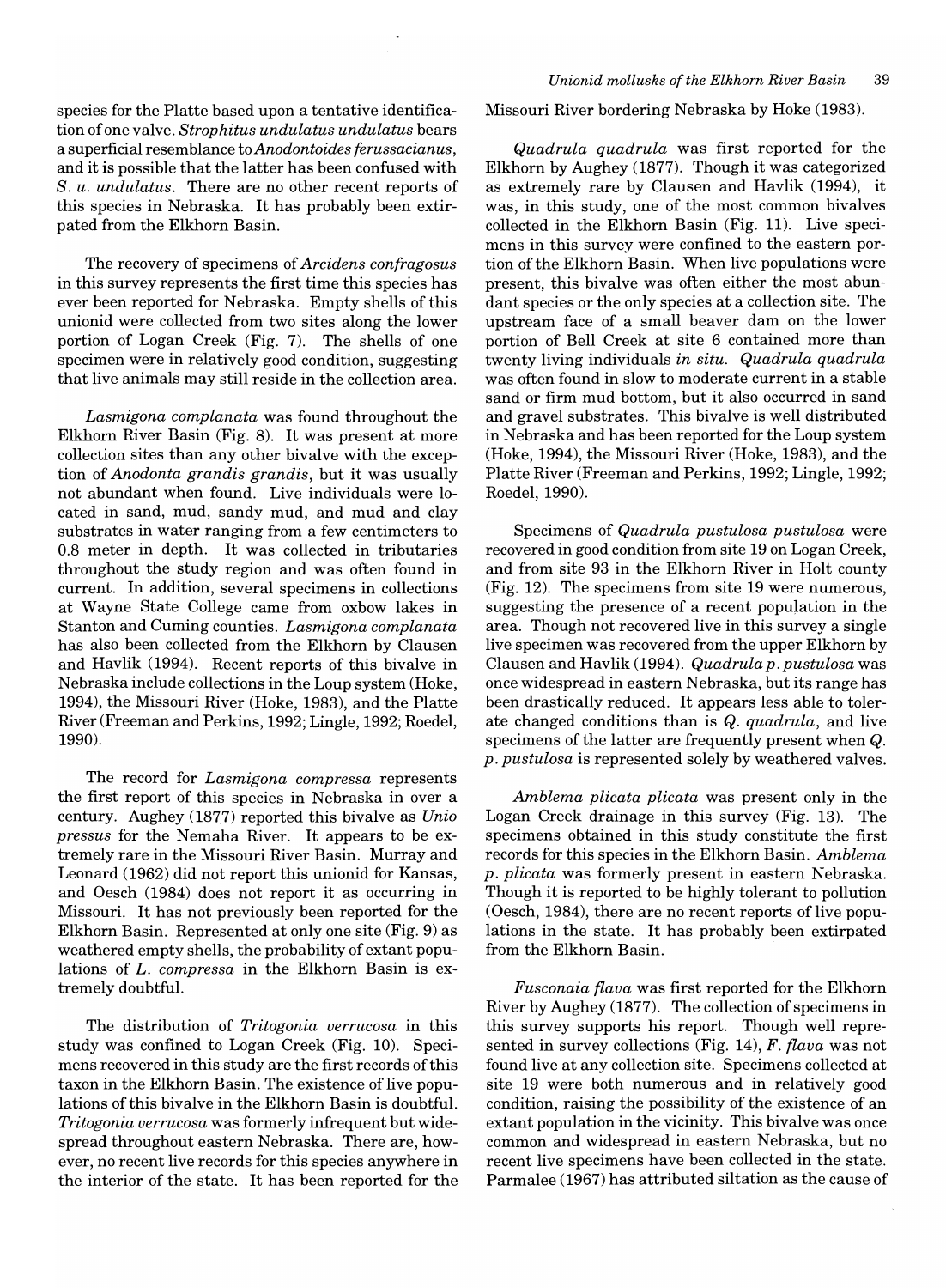species for the Platte based upon a tentative identification of one valve. *Strophitus undulatus undulatus* bears a superficial resemblance to *Anodontoides ferussacianus*, and it is possible that the latter has been confused with *S. u. undulatus*. There are no other recent reports of this species in Nebraska. It has probably been extirpated from the Elkhorn Basin.

The recovery of specimens of *Arcidens confragosus* in this survey represents the first time this species has ever been reported for Nebraska. Empty shells of this unionid were collected from two sites along the lower portion of Logan Creek (Fig. 7). The shells of one specimen were in relatively good condition, suggesting that live animals may still reside in the collection area.

*Lasmigona complanata* was found throughout the Elkhorn River Basin (Fig. 8). It was present at more collection sites than any other bivalve with the exception of *Anodonta grandis grandis*, but it was usually not abundant when found. Live individuals were located in sand, mud, sandy mud, and mud and clay substrates in water ranging from a few centimeters to 0.8 meter in depth. It was collected in tributaries throughout the study region and was often found in current. In addition, several specimens in collections at Wayne State College came from oxbow lakes in Stanton and Cuming counties. *Lasmigona complanata* has also been collected from the Elkhorn by Clausen and Havlik (1994). Recent reports of this bivalve in Nebraska include collections in the Loup system (Hoke, 1994), the Missouri River (Hoke, 1983), and the Platte River (Freeman and Perkins, 1992; Lingle, 1992; Roedel, 1990).

The record for *Lasmigona compressa* represents the first report of this species in Nebraska in over a century. Aughey (1877) reported this bivalve as *Unio pressus* for the Nemaha River. It appears to be extremely rare in the Missouri River Basin. Murray and Leonard (1962) did not report this unionid for Kansas, and Oesch (1984) does not report it as occurring in Missouri. It has not previously been reported for the Elkhorn Basin. Represented at only one site (Fig. 9) as weathered empty shells, the probability of extant populations of *L. compressa* in the Elkhorn Basin is extremely doubtful.

The distribution of *Tritogonia verrucosa* in this study was confined to Logan Creek (Fig. 10). Specimens recovered in this study are the first records of this taxon in the Elkhorn Basin. The existence of live populations of this bivalve in the Elkhorn Basin is doubtful. *Tritogonia verrucosa* was formerly infrequent but widespread throughout eastern Nebraska. There are, however, no recent live records for this species anywhere in the interior of the state. It has been reported for the Missouri River bordering Nebraska by Hoke (1983).

*Quadrula quadrula* was first reported for the Elkhorn by Aughey (1877). Though it was categorized as extremely rare by Clausen and Havlik (1994), it was, in this study, one of the most common bivalves collected in the Elkhorn Basin (Fig. 11). Live specimens in this survey were confined to the eastern portion of the Elkhorn Basin. When live populations were present, this bivalve was often either the most abundant species or the only species at a collection site. The upstream face of a small beaver dam on the lower portion of Bell Creek at site 6 contained more than twenty living individuals *in situ*. *Quadrula quadrula* was often found in slow to moderate current in a stable sand or firm mud bottom, but it also occurred in sand and gravel substrates. This bivalve is well distributed in Nebraska and has been reported for the Loup system (Hoke, 1994), the Missouri River (Hoke, 1983), and the Platte River (Freeman and Perkins, 1992; Lingle, 1992; Roedel, 1990).

Specimens of *Quadrula pustulosa pustulosa* were recovered in good condition from site 19 on Logan Creek, and from site 93 in the Elkhorn River in Holt county (Fig. 12). The specimens from site 19 were numerous, suggesting the presence of a recent population in the area. Though not recovered live in this survey a single live specimen was recovered from the upper Elkhorn by Clausen and Havlik (1994). *Quadrula p. pustulosa* was once widespread in eastern Nebraska, but its range has been drastically reduced. It appears less able to tolerate changed conditions than is *Q. quadrula*, and live specimens of the latter are frequently present when *Q. p. pustulosa* is represented solely by weathered valves.

*Amblema plicata plicata* was present only in the Logan Creek drainage in this survey (Fig. 13). The specimens obtained in this study constitute the first records for this species in the Elkhorn Basin. *Amblema p. plicata* was formerly present in eastern Nebraska. Though it is reported to be highly tolerant to pollution (Oesch, 1984), there are no recent reports of live populations in the state. It has probably been extirpated from the Elkhorn Basin.

*Fusconaia flava* was first reported for the Elkhorn River by Aughey (1877). The collection of specimens in this survey supports his report. Though well represented in survey collections (Fig. 14), *F. flava* was not found live at any collection site. Specimens collected at site 19 were both numerous and in relatively good condition, raising the possibility of the existence of an extant population in the vicinity. This bivalve was once common and widespread in eastern Nebraska, but no recent live specimens have been collected in the state. Parmalee (1967) has attributed siltation as the cause of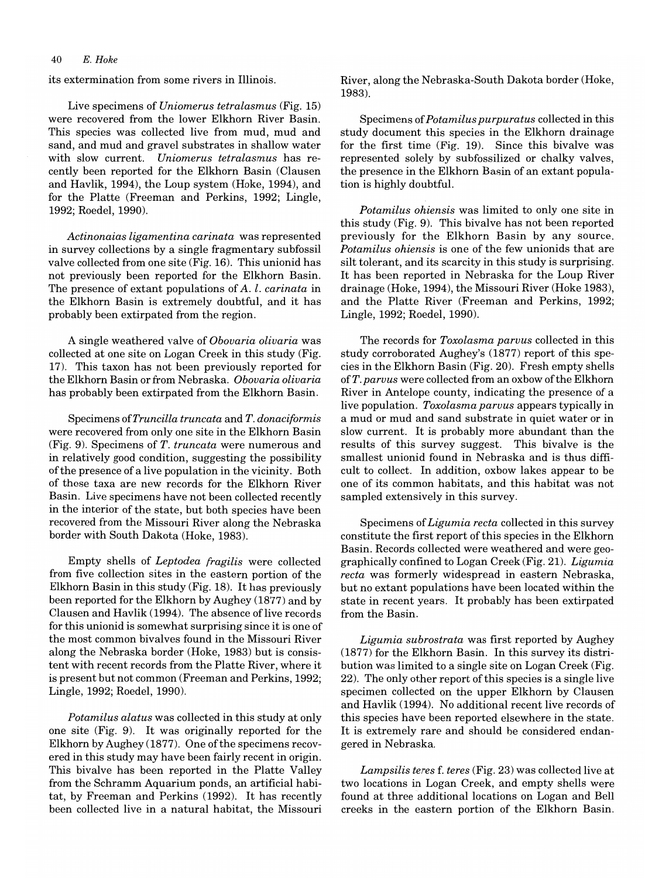its extermination from some rivers in Illinois.

Live specimens of *Uniomerus tetralasmus* (Fig. 15) were recovered from the lower Elkhorn River Basin. This species was collected live from mud, mud and sand, and mud and gravel substrates in shallow water with slow current. *Uniomerus tetralasmus* has recently been reported for the Elkhorn Basin (Clausen and Havlik, 1994), the Loup system (Hoke, 1994), and for the Platte (Freeman and Perkins, 1992; Lingle, 1992; Roedel, 1990).

*Actinonaias ligamentina carinata* was represented in survey collections by a single fragmentary subfossil valve collected from one site (Fig. 16). This unionid has not previously been reported for the Elkhorn Basin. The presence of extant populations of *A. l. carinata* in the Elkhorn Basin is extremely doubtful, and it has probably been extirpated from the region.

A single weathered valve of *Obovaria olivaria* was collected at one site on Logan Creek in this study (Fig. 17). This taxon has not been previously reported for the Elkhorn Basin or from Nebraska. *Obovaria olivaria* has probably been extirpated from the Elkhorn Basin.

Specimens of *Truncilla truncata* and *T. donaciformis* were recovered from only one site in the Elkhorn Basin (Fig. 9). Specimens of *T. truncata* were numerous and in relatively good condition, suggesting the possibility of the presence of a live population in the vicinity. Both of these taxa are new records for the Elkhorn River Basin. Live specimens have not been collected recently in the interior of the state, but both species have been recovered from the Missouri River along the Nebraska border with South Dakota (Hoke, 1983).

Empty shells of *Leptodea fragilis* were collected from five collection sites in the eastern portion of the Elkhorn Basin in this study (Fig. 18). It has previously been reported for the Elkhorn by Aughey (1877) and by Clausen and Havlik (1994). The absence of live records for this unionid is somewhat surprising since it is one of the most common bivalves found in the Missouri River along the Nebraska border (Hoke, 1983) but is consistent with recent records from the Platte River, where it is present but not common (Freeman and Perkins, 1992; Lingle, 1992; Roedel, 1990).

*Potamilus alatus* was collected in this study at only one site (Fig. 9). It was originally reported for the Elkhorn by Aughey (1877). One of the specimens recovered in this study may have been fairly recent in origin. This bivalve has been reported in the Platte Valley from the Schramm Aquarium ponds, an artificial habitat, by Freeman and Perkins (1992). It has recently been collected live in a natural habitat, the Missouri River, along the Nebraska-South Dakota border (Hoke, 1983).

Specimens of *Potamilus purpuratus* collected in this study document this species in the Elkhorn drainage for the first time (Fig. 19). Since this bivalve was represented solely by subfossilized or chalky valves, the presence in the Elkhorn Basin of an extant population is highly doubtful.

*Potamilus ohiensis* was limited to only one site in this study (Fig. 9). This bivalve has not been reported previously for the Elkhorn Basin by any source. *Potamilus ohiensis* is one of the few unionids that are silt tolerant, and its scarcity in this study is surprising. It has been reported in Nebraska for the Loup River drainage (Hoke, 1994), the Missouri River (Hoke 1983), and the Platte River (Freeman and Perkins, 1992; Lingle, 1992; Roedel, 1990).

The records for *Toxolasma parvus* collected in this study corroborated Aughey's (1877) report of this species in the Elkhorn Basin (Fig. 20). Fresh empty shells of *T. parvus* were collected from an oxbow of the Elkhorn River in Antelope county, indicating the presence of a live population. *Toxolasma parvus* appears typically in a mud or mud and sand substrate in quiet water or in slow current. It is probably more abundant than the results of this survey suggest. This bivalve is the smallest unionid found in Nebraska and is thus difficult to collect. In addition, oxbow lakes appear to be one of its common habitats, and this habitat was not sampled extensively in this survey.

Specimens of *Ligumia recta* collected in this survey constitute the first report of this species in the Elkhorn Basin. Records collected were weathered and were geographically confined to Logan Creek (Fig. 21). *Ligumia recta* was formerly widespread in eastern Nebraska, but no extant populations have been located within the state in recent years. It probably has been extirpated from the Basin.

*Ligumia subrostrata* was first reported by Aughey (1877) for the Elkhorn Basin. In this survey its distribution was limited to a single site on Logan Creek (Fig. 22). The only other report of this species is a single live specimen collected on the upper Elkhorn by Clausen and Havlik (1994). No additional recent live records of this species have been reported elsewhere in the state. It is extremely rare and should be considered endangered in Nebraska.

*Lampsilis teres* f. *teres* (Fig. 23) was collected live at two locations in Logan Creek, and empty shells were found at three additional locations on Logan and Bell creeks in the eastern portion of the Elkhorn Basin.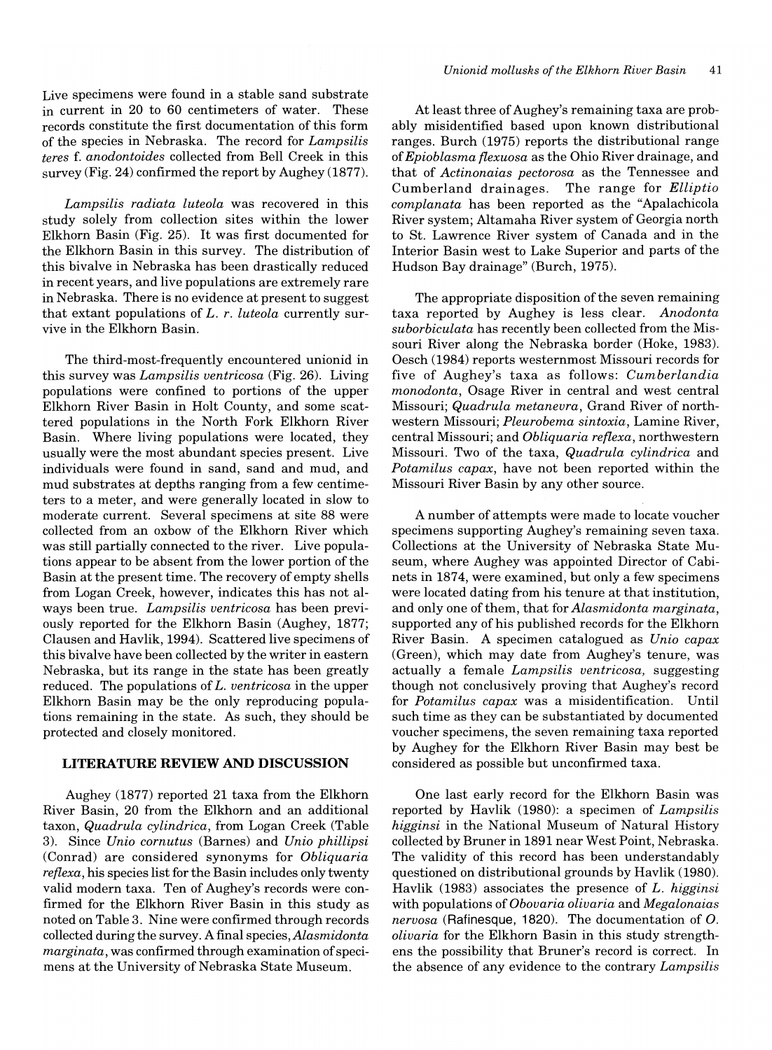Live specimens were found in a stable sand substrate in current in 20 to 60 centimeters of water. These records constitute the first documentation of this form of the species in Nebraska. The record for *Lampsilis teres* f. *anodontoides* collected from Bell Creek in this survey (Fig. 24) confirmed the report by Aughey (1877).

*Lampsilis radiata luteola* was recovered in this study solely from collection sites within the lower Elkhorn Basin (Fig. 25). It was first documented for the Elkhorn Basin in this survey. The distribution of this bivalve in Nebraska has been drastically reduced in recent years, and live populations are extremely rare in Nebraska. There is no evidence at present to suggest that extant populations of *L. r. luteola* currently survive in the Elkhorn Basin.

The third-most-frequently encountered unionid in this survey was *Lampsilis ventricosa* (Fig. 26). Living populations were confined to portions of the upper Elkhorn River Basin in Holt County, and some scattered populations in the North Fork Elkhorn River Basin. Where living populations were located, they usually were the most abundant species present. Live individuals were found in sand, sand and mud, and mud substrates at depths ranging from a few centimeters to a meter, and were generally located in slow to moderate current. Several specimens at site 88 were collected from an oxbow of the Elkhorn River which was still partially connected to the river. Live populations appear to be absent from the lower portion of the Basin at the present time. The recovery of empty shells from Logan Creek, however, indicates this has not always been true. *Lampsilis ventricosa* has been previously reported for the Elkhorn Basin (Aughey, 1877; Clausen and Havlik, 1994). Scattered live specimens of this bivalve have been collected by the writer in eastern Nebraska, but its range in the state has been greatly reduced. The populations of *L. ventricosa* in the upper Elkhorn Basin may be the only reproducing populations remaining in the state. As such, they should be protected and closely monitored.

## LITERATURE REVIEW AND DISCUSSION

Aughey (1877) reported 21 taxa from the Elkhorn River Basin, 20 from the Elkhorn and an additional taxon, *Quadrula cylindrica*, from Logan Creek (Table 3). Since *Unio cornutus* (Barnes) and *Unio phillipsi* (Conrad) are considered synonyms for *Obliquaria reflexa*, his species list for the Basin includes only twenty valid modern taxa. Ten of Aughey's records were confirmed for the Elkhorn River Basin in this study as noted on Table 3. Nine were confirmed through records collected during the survey. A final species, *Alasmidonta marginata*, was confirmed through examination of specimens at the University of Nebraska State Museum.

At least three of Aughey's remaining taxa are probably misidentified based upon known distributional ranges. Burch (1975) reports the distributional range of *Epioblasma flexuosa* as the Ohio River drainage, and that of *Actinonaias pectorosa* as the Tennessee and Cumberland drainages. The range for *Elliptio complanata* has been reported as the "Apalachicola River system; Altamaha River system of Georgia north to St. Lawrence River system of Canada and in the Interior Basin west to Lake Superior and parts of the Hudson Bay drainage" (Burch, 1975).

The appropriate disposition of the seven remaining taxa reported by Aughey is less clear. *Anodonta suborbiculata* has recently been collected from the Missouri River along the Nebraska border (Hoke, 1983). Oesch (1984) reports westernmost Missouri records for five of Aughey's taxa as follows: *Cumberlandia monodonta*, Osage River in central and west central Missouri; *Quadrula metanevra*, Grand River of northwestern Missouri; *Pleurobema sintoxia*, Lamine River, central Missouri; and *Obliquaria reflexa*, northwestern Missouri. Two of the taxa, *Quadrula cylindrica* and *Potamilus capax*, have not been reported within the Missouri River Basin by any other source.

A number of attempts were made to locate voucher specimens supporting Aughey's remaining seven taxa. Collections at the University of Nebraska State Museum, where Aughey was appointed Director of Cabinets in 1874, were examined, but only a few specimens were located dating from his tenure at that institution, and only one of them, that for *Alasmidonta marginata*, supported any of his published records for the Elkhorn River Basin. A specimen catalogued as *Unio capax* (Green), which may date from Aughey's tenure, was actually a female *Lampsilis ventricosa*, suggesting though not conclusively proving that Aughey's record for *Potamilus capax* was a misidentification. Until such time as they can be substantiated by documented voucher specimens, the seven remaining taxa reported by Aughey for the Elkhorn River Basin may best be considered as possible but unconfirmed taxa.

One last early record for the Elkhorn Basin was reported by Havlik (1980): a specimen of *Lampsilis higginsi* in the National Museum of Natural History collected by Bruner in 1891 near West Point, Nebraska. The validity of this record has been understandably questioned on distributional grounds by Havlik (1980). Havlik (1983) associates the presence of *L. higginsi* with populations of *Obovaria olivaria* and *Megalonaias nervosa* (Rafinesque, 1820). The documentation of *O. olivaria* for the Elkhorn Basin in this study strengthens the possibility that Bruner's record is correct. In the absence of any evidence to the contrary *Lampsilis*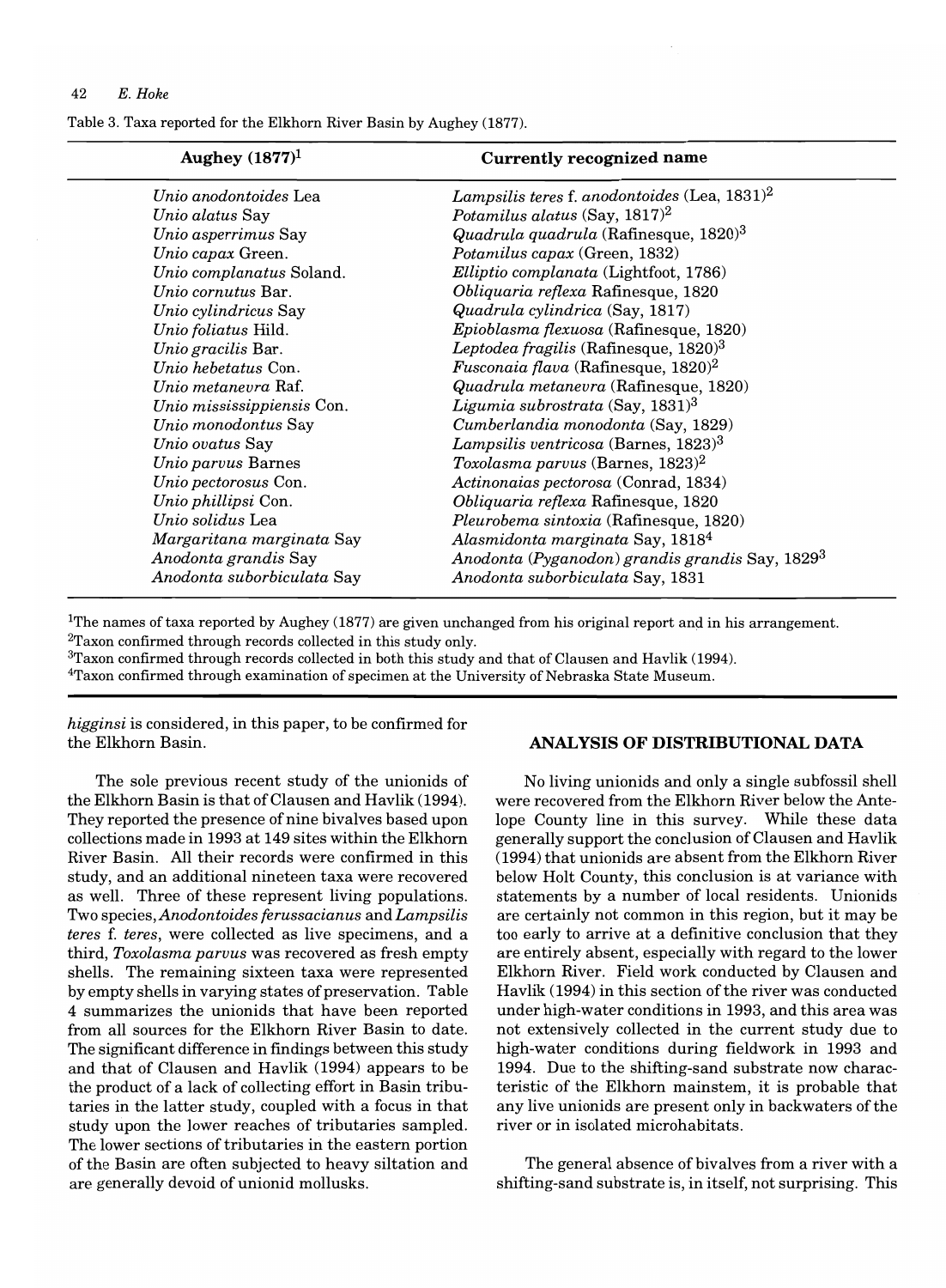Table 3. Taxa reported for the Elkhorn River Basin by Aughey (1877).

| Aughey (1877)[1] | Currently recognized name |
|---|---|
| *Unio anodontoides* Lea | *Lampsilis teres* f. *anodontoides* (Lea, 1831)[2] |
| *Unio alatus* Say | *Potamilus alatus* (Say, 1817)[2] |
| *Unio asperrimus* Say | *Quadrula quadrula* (Rafinesque, 1820)[3] |
| *Unio capax* Green. | *Potamilus capax* (Green, 1832) |
| *Unio complanatus* Soland. | *Elliptio complanata* (Lightfoot, 1786) |
| *Unio cornutus* Bar. | *Obliquaria reflexa* Rafinesque, 1820 |
| *Unio cylindricus* Say | *Quadrula cylindrica* (Say, 1817) |
| *Unio foliatus* Hild. | *Epioblasma flexuosa* (Rafinesque, 1820) |
| *Unio gracilis* Bar. | *Leptodea fragilis* (Rafinesque, 1820)[3] |
| *Unio hebetatus* Con. | *Fusconaia flava* (Rafinesque, 1820)[2] |
| *Unio metanevra* Raf. | *Quadrula metanevra* (Rafinesque, 1820) |
| *Unio mississippiensis* Con. | *Ligumia subrostrata* (Say, 1831)[3] |
| *Unio monodontus* Say | *Cumberlandia monodonta* (Say, 1829) |
| *Unio ovatus* Say | *Lampsilis ventricosa* (Barnes, 1823)[3] |
| *Unio parvus* Barnes | *Toxolasma parvus* (Barnes, 1823)[2] |
| *Unio pectorosus* Con. | *Actinonaias pectorosa* (Conrad, 1834) |
| *Unio phillipsi* Con. | *Obliquaria reflexa* Rafinesque, 1820 |
| *Unio solidus* Lea | *Pleurobema sintoxia* (Rafinesque, 1820) |
| *Margaritana marginata* Say | *Alasmidonta marginata* Say, 1818[4] |
| *Anodonta grandis* Say | *Anodonta (Pyganodon) grandis grandis* Say, 1829[3] |
| *Anodonta suborbiculata* Say | *Anodonta suborbiculata* Say, 1831 |

[1]The names of taxa reported by Aughey (1877) are given unchanged from his original report and in his arrangement.
[2]Taxon confirmed through records collected in this study only.
[3]Taxon confirmed through records collected in both this study and that of Clausen and Havlik (1994).
[4]Taxon confirmed through examination of specimen at the University of Nebraska State Museum.

*higginsi* is considered, in this paper, to be confirmed for the Elkhorn Basin.

The sole previous recent study of the unionids of the Elkhorn Basin is that of Clausen and Havlik (1994). They reported the presence of nine bivalves based upon collections made in 1993 at 149 sites within the Elkhorn River Basin. All their records were confirmed in this study, and an additional nineteen taxa were recovered as well. Three of these represent living populations. Two species, *Anodontoides ferussacianus* and *Lampsilis teres* f. *teres*, were collected as live specimens, and a third, *Toxolasma parvus* was recovered as fresh empty shells. The remaining sixteen taxa were represented by empty shells in varying states of preservation. Table 4 summarizes the unionids that have been reported from all sources for the Elkhorn River Basin to date. The significant difference in findings between this study and that of Clausen and Havlik (1994) appears to be the product of a lack of collecting effort in Basin tributaries in the latter study, coupled with a focus in that study upon the lower reaches of tributaries sampled. The lower sections of tributaries in the eastern portion of the Basin are often subjected to heavy siltation and are generally devoid of unionid mollusks.

## ANALYSIS OF DISTRIBUTIONAL DATA

No living unionids and only a single subfossil shell were recovered from the Elkhorn River below the Antelope County line in this survey. While these data generally support the conclusion of Clausen and Havlik (1994) that unionids are absent from the Elkhorn River below Holt County, this conclusion is at variance with statements by a number of local residents. Unionids are certainly not common in this region, but it may be too early to arrive at a definitive conclusion that they are entirely absent, especially with regard to the lower Elkhorn River. Field work conducted by Clausen and Havlik (1994) in this section of the river was conducted under high-water conditions in 1993, and this area was not extensively collected in the current study due to high-water conditions during fieldwork in 1993 and 1994. Due to the shifting-sand substrate now characteristic of the Elkhorn mainstem, it is probable that any live unionids are present only in backwaters of the river or in isolated microhabitats.

The general absence of bivalves from a river with a shifting-sand substrate is, in itself, not surprising. This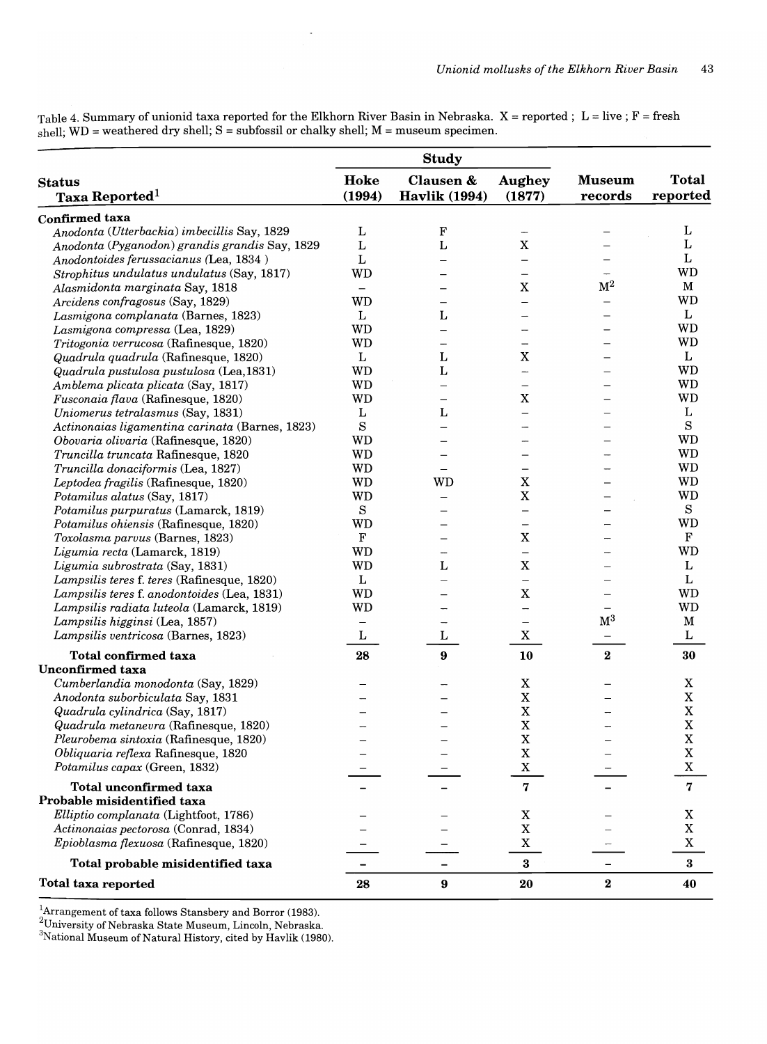Table 4. Summary of unionid taxa reported for the Elkhorn River Basin in Nebraska. X = reported ; L = live ; F = fresh shell; WD = weathered dry shell; S = subfossil or chalky shell; M = museum specimen.

| Status<br>Taxa Reported[1] | Study | | | Museum records | Total reported |
|---|---|---|---|---|---|
| | Hoke (1994) | Clausen & Havlik (1994) | Aughey (1877) | | |
| **Confirmed taxa** | | | | | |
| *Anodonta (Utterbackia) imbecillis* Say, 1829 | L | F | – | – | L |
| *Anodonta (Pyganodon) grandis grandis* Say, 1829 | L | L | X | – | L |
| *Anodontoides ferussacianus* (Lea, 1834 ) | L | – | – | – | L |
| *Strophitus undulatus undulatus* (Say, 1817) | WD | – | – | – | WD |
| *Alasmidonta marginata* Say, 1818 | – | – | X | M[2] | M |
| *Arcidens confragosus* (Say, 1829) | WD | – | – | – | WD |
| *Lasmigona complanata* (Barnes, 1823) | L | L | – | – | L |
| *Lasmigona compressa* (Lea, 1829) | WD | – | – | – | WD |
| *Tritogonia verrucosa* (Rafinesque, 1820) | WD | – | – | – | WD |
| *Quadrula quadrula* (Rafinesque, 1820) | L | L | X | – | L |
| *Quadrula pustulosa pustulosa* (Lea,1831) | WD | L | – | – | WD |
| *Amblema plicata plicata* (Say, 1817) | WD | – | – | – | WD |
| *Fusconaia flava* (Rafinesque, 1820) | WD | – | X | – | WD |
| *Uniomerus tetralasmus* (Say, 1831) | L | L | – | – | L |
| *Actinonaias ligamentina carinata* (Barnes, 1823) | S | – | – | – | S |
| *Obovaria olivaria* (Rafinesque, 1820) | WD | – | – | – | WD |
| *Truncilla truncata* Rafinesque, 1820 | WD | – | – | – | WD |
| *Truncilla donaciformis* (Lea, 1827) | WD | – | – | – | WD |
| *Leptodea fragilis* (Rafinesque, 1820) | WD | WD | X | – | WD |
| *Potamilus alatus* (Say, 1817) | WD | – | X | – | WD |
| *Potamilus purpuratus* (Lamarck, 1819) | S | – | – | – | S |
| *Potamilus ohiensis* (Rafinesque, 1820) | WD | – | – | – | WD |
| *Toxolasma parvus* (Barnes, 1823) | F | – | X | – | F |
| *Ligumia recta* (Lamarck, 1819) | WD | – | – | – | WD |
| *Ligumia subrostrata* (Say, 1831) | WD | L | X | – | L |
| *Lampsilis teres* f. *teres* (Rafinesque, 1820) | L | – | – | – | L |
| *Lampsilis teres* f. *anodontoides* (Lea, 1831) | WD | – | X | – | WD |
| *Lampsilis radiata luteola* (Lamarck, 1819) | WD | – | – | – | WD |
| *Lampsilis higginsi* (Lea, 1857) | – | – | – | M[3] | M |
| *Lampsilis ventricosa* (Barnes, 1823) | L | L | X | – | L |
| **Total confirmed taxa** | **28** | **9** | **10** | **2** | **30** |
| **Unconfirmed taxa** | | | | | |
| *Cumberlandia monodonta* (Say, 1829) | – | – | X | – | X |
| *Anodonta suborbiculata* Say, 1831 | – | – | X | – | X |
| *Quadrula cylindrica* (Say, 1817) | – | – | X | – | X |
| *Quadrula metanevra* (Rafinesque, 1820) | – | – | X | – | X |
| *Pleurobema sintoxia* (Rafinesque, 1820) | – | – | X | – | X |
| *Obliquaria reflexa* Rafinesque, 1820 | – | – | X | – | X |
| *Potamilus capax* (Green, 1832) | – | – | X | – | X |
| **Total unconfirmed taxa** | **–** | **–** | **7** | **–** | **7** |
| **Probable misidentified taxa** | | | | | |
| *Elliptio complanata* (Lightfoot, 1786) | – | – | X | – | X |
| *Actinonaias pectorosa* (Conrad, 1834) | – | – | X | – | X |
| *Epioblasma flexuosa* (Rafinesque, 1820) | – | – | X | – | X |
| **Total probable misidentified taxa** | **–** | **–** | **3** | **–** | **3** |
| **Total taxa reported** | **28** | **9** | **20** | **2** | **40** |

[1]Arrangement of taxa follows Stansbery and Borror (1983).
[2]University of Nebraska State Museum, Lincoln, Nebraska.
[3]National Museum of Natural History, cited by Havlik (1980).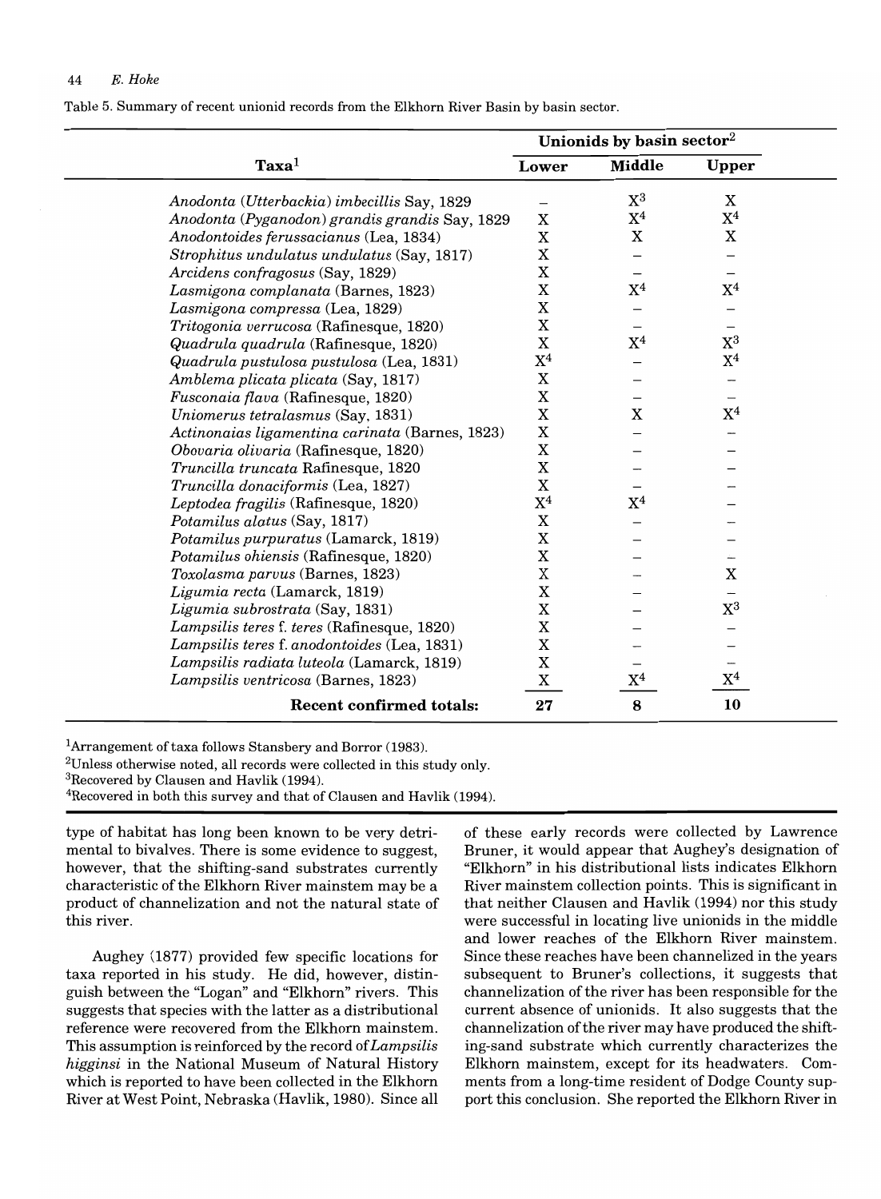Table 5. Summary of recent unionid records from the Elkhorn River Basin by basin sector.

| Taxa[1] | Unionids by basin sector[2] | | |
|---|---|---|---|
| | Lower | Middle | Upper |
| *Anodonta (Utterbackia) imbecillis* Say, 1829 | – | X[3] | X |
| *Anodonta (Pyganodon) grandis grandis* Say, 1829 | X | X[4] | X[4] |
| *Anodontoides ferussacianus* (Lea, 1834) | X | X | X |
| *Strophitus undulatus undulatus* (Say, 1817) | X | – | – |
| *Arcidens confragosus* (Say, 1829) | X | – | – |
| *Lasmigona complanata* (Barnes, 1823) | X | X[4] | X[4] |
| *Lasmigona compressa* (Lea, 1829) | X | – | – |
| *Tritogonia verrucosa* (Rafinesque, 1820) | X | – | – |
| *Quadrula quadrula* (Rafinesque, 1820) | X | X[4] | X[3] |
| *Quadrula pustulosa pustulosa* (Lea, 1831) | X[4] | – | X[4] |
| *Amblema plicata plicata* (Say, 1817) | X | – | – |
| *Fusconaia flava* (Rafinesque, 1820) | X | – | – |
| *Uniomerus tetralasmus* (Say, 1831) | X | X | X[4] |
| *Actinonaias ligamentina carinata* (Barnes, 1823) | X | – | – |
| *Obovaria olivaria* (Rafinesque, 1820) | X | – | – |
| *Truncilla truncata* Rafinesque, 1820 | X | – | – |
| *Truncilla donaciformis* (Lea, 1827) | X | – | – |
| *Leptodea fragilis* (Rafinesque, 1820) | X[4] | X[4] | – |
| *Potamilus alatus* (Say, 1817) | X | – | – |
| *Potamilus purpuratus* (Lamarck, 1819) | X | – | – |
| *Potamilus ohiensis* (Rafinesque, 1820) | X | – | – |
| *Toxolasma parvus* (Barnes, 1823) | X | – | X |
| *Ligumia recta* (Lamarck, 1819) | X | – | – |
| *Ligumia subrostrata* (Say, 1831) | X | – | X[3] |
| *Lampsilis teres* f. *teres* (Rafinesque, 1820) | X | – | – |
| *Lampsilis teres* f. *anodontoides* (Lea, 1831) | X | – | – |
| *Lampsilis radiata luteola* (Lamarck, 1819) | X | – | – |
| *Lampsilis ventricosa* (Barnes, 1823) | X | X[4] | X[4] |
| **Recent confirmed totals:** | **27** | **8** | **10** |

[1]Arrangement of taxa follows Stansbery and Borror (1983).
[2]Unless otherwise noted, all records were collected in this study only.
[3]Recovered by Clausen and Havlik (1994).
[4]Recovered in both this survey and that of Clausen and Havlik (1994).

type of habitat has long been known to be very detrimental to bivalves. There is some evidence to suggest, however, that the shifting-sand substrates currently characteristic of the Elkhorn River mainstem may be a product of channelization and not the natural state of this river.

Aughey (1877) provided few specific locations for taxa reported in his study. He did, however, distinguish between the "Logan" and "Elkhorn" rivers. This suggests that species with the latter as a distributional reference were recovered from the Elkhorn mainstem. This assumption is reinforced by the record of *Lampsilis higginsi* in the National Museum of Natural History which is reported to have been collected in the Elkhorn River at West Point, Nebraska (Havlik, 1980). Since all of these early records were collected by Lawrence Bruner, it would appear that Aughey's designation of "Elkhorn" in his distributional lists indicates Elkhorn River mainstem collection points. This is significant in that neither Clausen and Havlik (1994) nor this study were successful in locating live unionids in the middle and lower reaches of the Elkhorn River mainstem. Since these reaches have been channelized in the years subsequent to Bruner's collections, it suggests that channelization of the river has been responsible for the current absence of unionids. It also suggests that the channelization of the river may have produced the shifting-sand substrate which currently characterizes the Elkhorn mainstem, except for its headwaters. Comments from a long-time resident of Dodge County support this conclusion. She reported the Elkhorn River in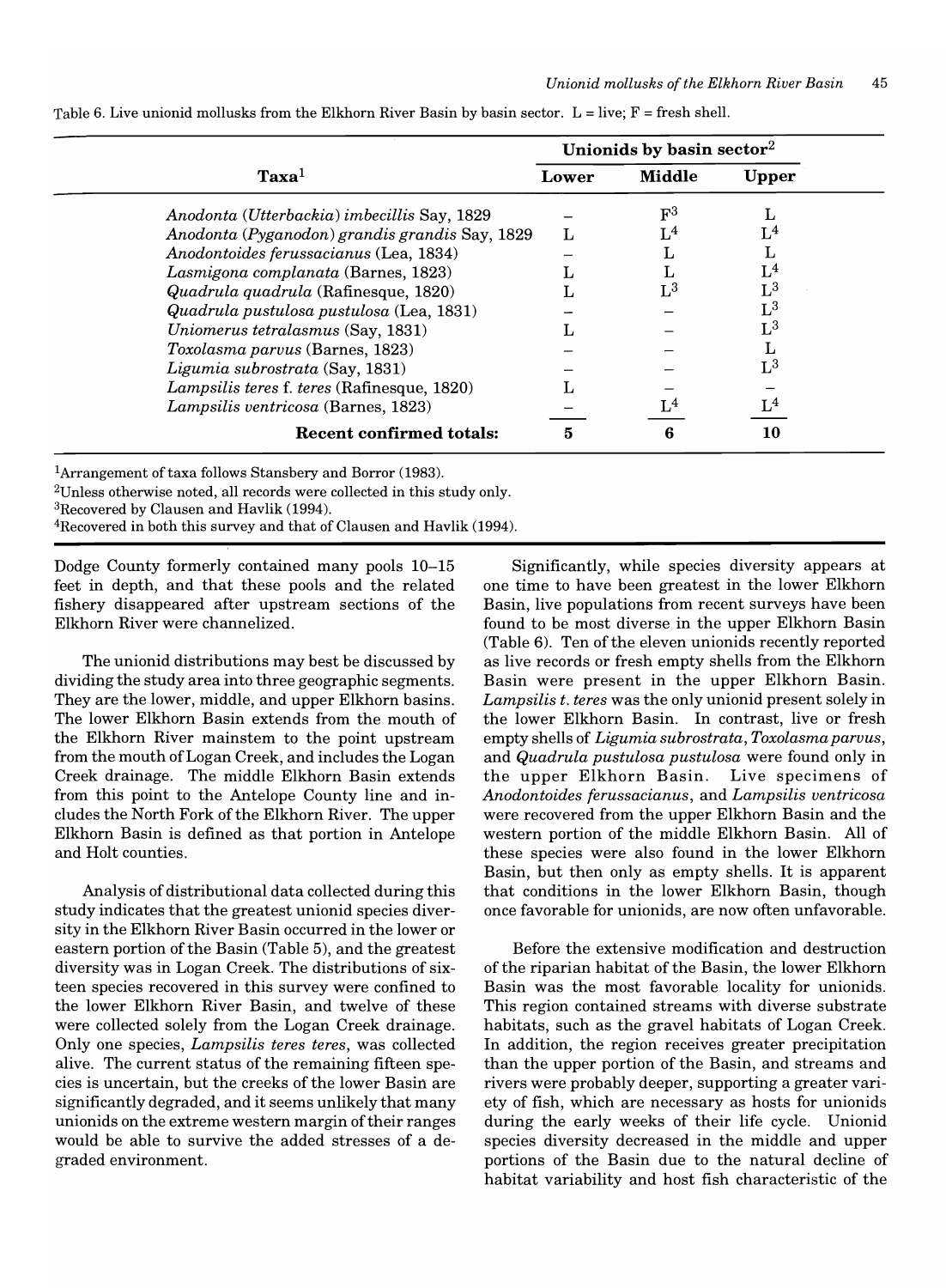Table 6. Live unionid mollusks from the Elkhorn River Basin by basin sector. L = live; F = fresh shell.

| Taxa[1] | Unionids by basin sector[2] | | |
|---|---|---|---|
| | Lower | Middle | Upper |
| *Anodonta (Utterbackia) imbecillis* Say, 1829 | – | F[3] | L |
| *Anodonta (Pyganodon) grandis grandis* Say, 1829 | L | L[4] | L[4] |
| *Anodontoides ferussacianus* (Lea, 1834) | – | L | L |
| *Lasmigona complanata* (Barnes, 1823) | L | L | L[4] |
| *Quadrula quadrula* (Rafinesque, 1820) | L | L[3] | L[3] |
| *Quadrula pustulosa pustulosa* (Lea, 1831) | – | – | L[3] |
| *Uniomerus tetralasmus* (Say, 1831) | L | – | L[3] |
| *Toxolasma parvus* (Barnes, 1823) | – | – | L |
| *Ligumia subrostrata* (Say, 1831) | – | – | L[3] |
| *Lampsilis teres* f. *teres* (Rafinesque, 1820) | L | – | – |
| *Lampsilis ventricosa* (Barnes, 1823) | – | L[4] | L[4] |
| **Recent confirmed totals:** | 5 | 6 | 10 |

[1]Arrangement of taxa follows Stansbery and Borror (1983).
[2]Unless otherwise noted, all records were collected in this study only.
[3]Recovered by Clausen and Havlik (1994).
[4]Recovered in both this survey and that of Clausen and Havlik (1994).

Dodge County formerly contained many pools 10–15 feet in depth, and that these pools and the related fishery disappeared after upstream sections of the Elkhorn River were channelized.

The unionid distributions may best be discussed by dividing the study area into three geographic segments. They are the lower, middle, and upper Elkhorn basins. The lower Elkhorn Basin extends from the mouth of the Elkhorn River mainstem to the point upstream from the mouth of Logan Creek, and includes the Logan Creek drainage. The middle Elkhorn Basin extends from this point to the Antelope County line and includes the North Fork of the Elkhorn River. The upper Elkhorn Basin is defined as that portion in Antelope and Holt counties.

Analysis of distributional data collected during this study indicates that the greatest unionid species diversity in the Elkhorn River Basin occurred in the lower or eastern portion of the Basin (Table 5), and the greatest diversity was in Logan Creek. The distributions of sixteen species recovered in this survey were confined to the lower Elkhorn River Basin, and twelve of these were collected solely from the Logan Creek drainage. Only one species, *Lampsilis teres teres*, was collected alive. The current status of the remaining fifteen species is uncertain, but the creeks of the lower Basin are significantly degraded, and it seems unlikely that many unionids on the extreme western margin of their ranges would be able to survive the added stresses of a degraded environment.

Significantly, while species diversity appears at one time to have been greatest in the lower Elkhorn Basin, live populations from recent surveys have been found to be most diverse in the upper Elkhorn Basin (Table 6). Ten of the eleven unionids recently reported as live records or fresh empty shells from the Elkhorn Basin were present in the upper Elkhorn Basin. *Lampsilis t. teres* was the only unionid present solely in the lower Elkhorn Basin. In contrast, live or fresh empty shells of *Ligumia subrostrata*, *Toxolasma parvus*, and *Quadrula pustulosa pustulosa* were found only in the upper Elkhorn Basin. Live specimens of *Anodontoides ferussacianus*, and *Lampsilis ventricosa* were recovered from the upper Elkhorn Basin and the western portion of the middle Elkhorn Basin. All of these species were also found in the lower Elkhorn Basin, but then only as empty shells. It is apparent that conditions in the lower Elkhorn Basin, though once favorable for unionids, are now often unfavorable.

Before the extensive modification and destruction of the riparian habitat of the Basin, the lower Elkhorn Basin was the most favorable locality for unionids. This region contained streams with diverse substrate habitats, such as the gravel habitats of Logan Creek. In addition, the region receives greater precipitation than the upper portion of the Basin, and streams and rivers were probably deeper, supporting a greater variety of fish, which are necessary as hosts for unionids during the early weeks of their life cycle. Unionid species diversity decreased in the middle and upper portions of the Basin due to the natural decline of habitat variability and host fish characteristic of the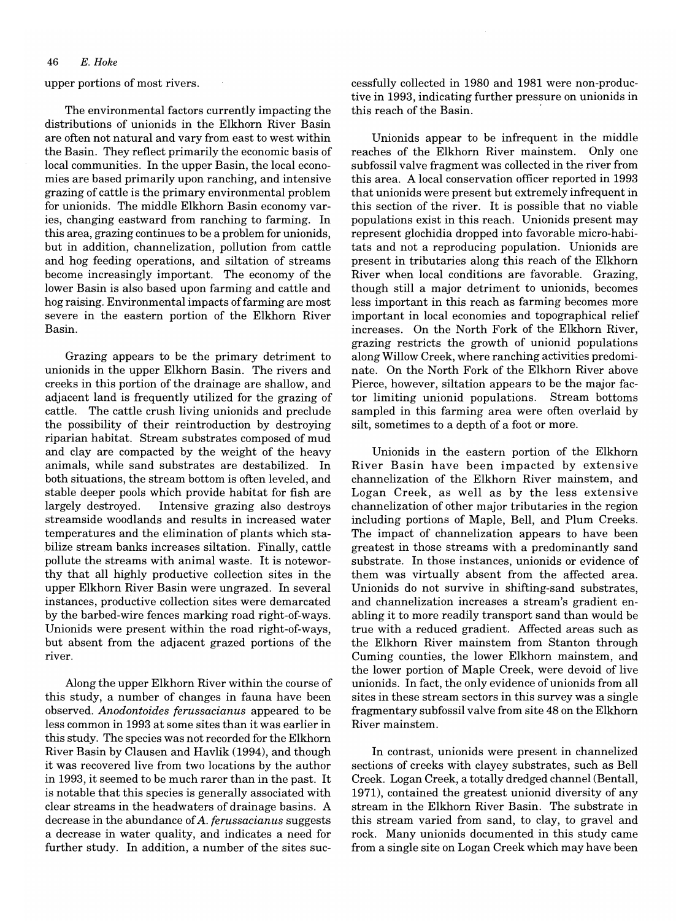upper portions of most rivers.

The environmental factors currently impacting the distributions of unionids in the Elkhorn River Basin are often not natural and vary from east to west within the Basin. They reflect primarily the economic basis of local communities. In the upper Basin, the local economies are based primarily upon ranching, and intensive grazing of cattle is the primary environmental problem for unionids. The middle Elkhorn Basin economy varies, changing eastward from ranching to farming. In this area, grazing continues to be a problem for unionids, but in addition, channelization, pollution from cattle and hog feeding operations, and siltation of streams become increasingly important. The economy of the lower Basin is also based upon farming and cattle and hog raising. Environmental impacts of farming are most severe in the eastern portion of the Elkhorn River Basin.

Grazing appears to be the primary detriment to unionids in the upper Elkhorn Basin. The rivers and creeks in this portion of the drainage are shallow, and adjacent land is frequently utilized for the grazing of cattle. The cattle crush living unionids and preclude the possibility of their reintroduction by destroying riparian habitat. Stream substrates composed of mud and clay are compacted by the weight of the heavy animals, while sand substrates are destabilized. In both situations, the stream bottom is often leveled, and stable deeper pools which provide habitat for fish are largely destroyed. Intensive grazing also destroys streamside woodlands and results in increased water temperatures and the elimination of plants which stabilize stream banks increases siltation. Finally, cattle pollute the streams with animal waste. It is noteworthy that all highly productive collection sites in the upper Elkhorn River Basin were ungrazed. In several instances, productive collection sites were demarcated by the barbed-wire fences marking road right-of-ways. Unionids were present within the road right-of-ways, but absent from the adjacent grazed portions of the river.

Along the upper Elkhorn River within the course of this study, a number of changes in fauna have been observed. *Anodontoides ferussacianus* appeared to be less common in 1993 at some sites than it was earlier in this study. The species was not recorded for the Elkhorn River Basin by Clausen and Havlik (1994), and though it was recovered live from two locations by the author in 1993, it seemed to be much rarer than in the past. It is notable that this species is generally associated with clear streams in the headwaters of drainage basins. A decrease in the abundance of *A. ferussacianus* suggests a decrease in water quality, and indicates a need for further study. In addition, a number of the sites successfully collected in 1980 and 1981 were non-productive in 1993, indicating further pressure on unionids in this reach of the Basin.

Unionids appear to be infrequent in the middle reaches of the Elkhorn River mainstem. Only one subfossil valve fragment was collected in the river from this area. A local conservation officer reported in 1993 that unionids were present but extremely infrequent in this section of the river. It is possible that no viable populations exist in this reach. Unionids present may represent glochidia dropped into favorable micro-habitats and not a reproducing population. Unionids are present in tributaries along this reach of the Elkhorn River when local conditions are favorable. Grazing, though still a major detriment to unionids, becomes less important in this reach as farming becomes more important in local economies and topographical relief increases. On the North Fork of the Elkhorn River, grazing restricts the growth of unionid populations along Willow Creek, where ranching activities predominate. On the North Fork of the Elkhorn River above Pierce, however, siltation appears to be the major factor limiting unionid populations. Stream bottoms sampled in this farming area were often overlaid by silt, sometimes to a depth of a foot or more.

Unionids in the eastern portion of the Elkhorn River Basin have been impacted by extensive channelization of the Elkhorn River mainstem, and Logan Creek, as well as by the less extensive channelization of other major tributaries in the region including portions of Maple, Bell, and Plum Creeks. The impact of channelization appears to have been greatest in those streams with a predominantly sand substrate. In those instances, unionids or evidence of them was virtually absent from the affected area. Unionids do not survive in shifting-sand substrates, and channelization increases a stream's gradient enabling it to more readily transport sand than would be true with a reduced gradient. Affected areas such as the Elkhorn River mainstem from Stanton through Cuming counties, the lower Elkhorn mainstem, and the lower portion of Maple Creek, were devoid of live unionids. In fact, the only evidence of unionids from all sites in these stream sectors in this survey was a single fragmentary subfossil valve from site 48 on the Elkhorn River mainstem.

In contrast, unionids were present in channelized sections of creeks with clayey substrates, such as Bell Creek. Logan Creek, a totally dredged channel (Bentall, 1971), contained the greatest unionid diversity of any stream in the Elkhorn River Basin. The substrate in this stream varied from sand, to clay, to gravel and rock. Many unionids documented in this study came from a single site on Logan Creek which may have been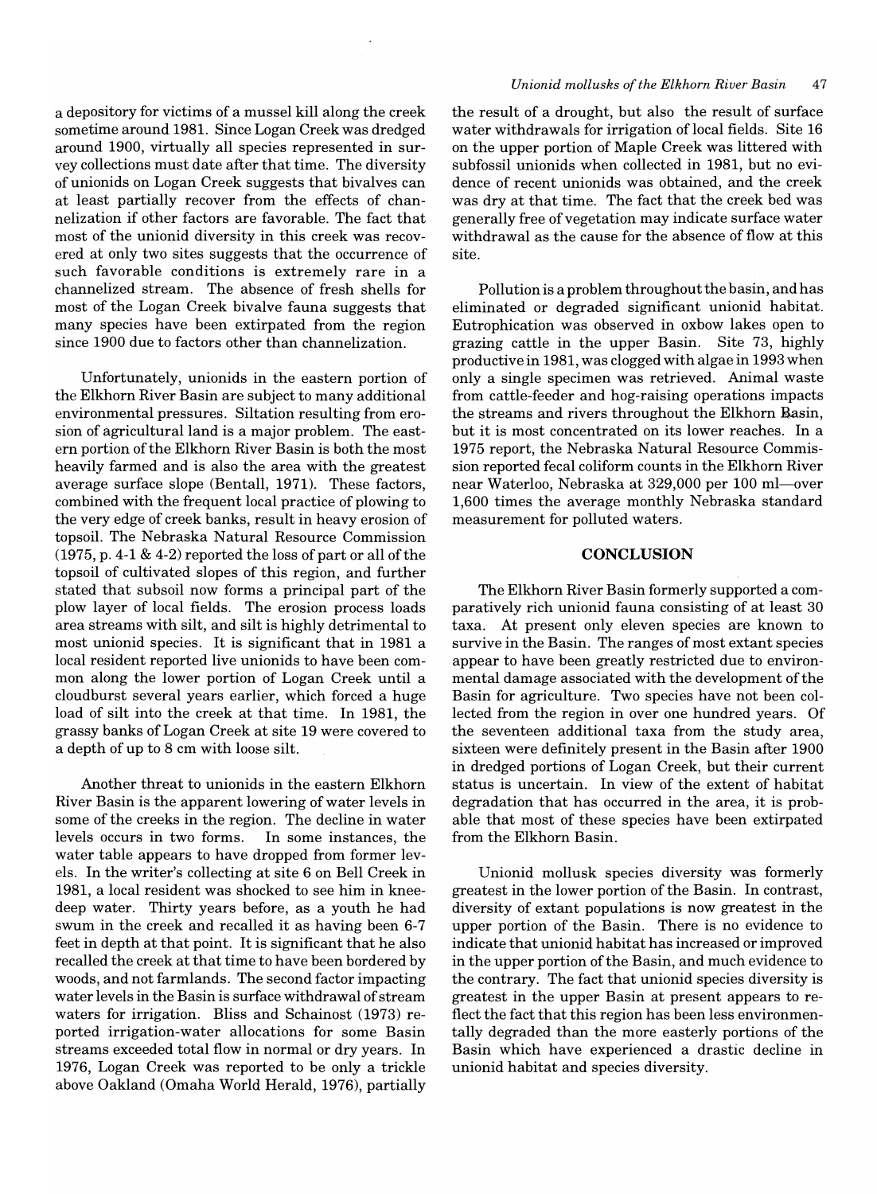a depository for victims of a mussel kill along the creek sometime around 1981. Since Logan Creek was dredged around 1900, virtually all species represented in survey collections must date after that time. The diversity of unionids on Logan Creek suggests that bivalves can at least partially recover from the effects of channelization if other factors are favorable. The fact that most of the unionid diversity in this creek was recovered at only two sites suggests that the occurrence of such favorable conditions is extremely rare in a channelized stream. The absence of fresh shells for most of the Logan Creek bivalve fauna suggests that many species have been extirpated from the region since 1900 due to factors other than channelization.

Unfortunately, unionids in the eastern portion of the Elkhorn River Basin are subject to many additional environmental pressures. Siltation resulting from erosion of agricultural land is a major problem. The eastern portion of the Elkhorn River Basin is both the most heavily farmed and is also the area with the greatest average surface slope (Bentall, 1971). These factors, combined with the frequent local practice of plowing to the very edge of creek banks, result in heavy erosion of topsoil. The Nebraska Natural Resource Commission (1975, p. 4-1 & 4-2) reported the loss of part or all of the topsoil of cultivated slopes of this region, and further stated that subsoil now forms a principal part of the plow layer of local fields. The erosion process loads area streams with silt, and silt is highly detrimental to most unionid species. It is significant that in 1981 a local resident reported live unionids to have been common along the lower portion of Logan Creek until a cloudburst several years earlier, which forced a huge load of silt into the creek at that time. In 1981, the grassy banks of Logan Creek at site 19 were covered to a depth of up to 8 cm with loose silt.

Another threat to unionids in the eastern Elkhorn River Basin is the apparent lowering of water levels in some of the creeks in the region. The decline in water levels occurs in two forms. In some instances, the water table appears to have dropped from former levels. In the writer's collecting at site 6 on Bell Creek in 1981, a local resident was shocked to see him in knee-deep water. Thirty years before, as a youth he had swum in the creek and recalled it as having been 6-7 feet in depth at that point. It is significant that he also recalled the creek at that time to have been bordered by woods, and not farmlands. The second factor impacting water levels in the Basin is surface withdrawal of stream waters for irrigation. Bliss and Schainost (1973) reported irrigation-water allocations for some Basin streams exceeded total flow in normal or dry years. In 1976, Logan Creek was reported to be only a trickle above Oakland (Omaha World Herald, 1976), partially the result of a drought, but also the result of surface water withdrawals for irrigation of local fields. Site 16 on the upper portion of Maple Creek was littered with subfossil unionids when collected in 1981, but no evidence of recent unionids was obtained, and the creek was dry at that time. The fact that the creek bed was generally free of vegetation may indicate surface water withdrawal as the cause for the absence of flow at this site.

Pollution is a problem throughout the basin, and has eliminated or degraded significant unionid habitat. Eutrophication was observed in oxbow lakes open to grazing cattle in the upper Basin. Site 73, highly productive in 1981, was clogged with algae in 1993 when only a single specimen was retrieved. Animal waste from cattle-feeder and hog-raising operations impacts the streams and rivers throughout the Elkhorn Basin, but it is most concentrated on its lower reaches. In a 1975 report, the Nebraska Natural Resource Commission reported fecal coliform counts in the Elkhorn River near Waterloo, Nebraska at 329,000 per 100 ml—over 1,600 times the average monthly Nebraska standard measurement for polluted waters.

## CONCLUSION

The Elkhorn River Basin formerly supported a comparatively rich unionid fauna consisting of at least 30 taxa. At present only eleven species are known to survive in the Basin. The ranges of most extant species appear to have been greatly restricted due to environmental damage associated with the development of the Basin for agriculture. Two species have not been collected from the region in over one hundred years. Of the seventeen additional taxa from the study area, sixteen were definitely present in the Basin after 1900 in dredged portions of Logan Creek, but their current status is uncertain. In view of the extent of habitat degradation that has occurred in the area, it is probable that most of these species have been extirpated from the Elkhorn Basin.

Unionid mollusk species diversity was formerly greatest in the lower portion of the Basin. In contrast, diversity of extant populations is now greatest in the upper portion of the Basin. There is no evidence to indicate that unionid habitat has increased or improved in the upper portion of the Basin, and much evidence to the contrary. The fact that unionid species diversity is greatest in the upper Basin at present appears to reflect the fact that this region has been less environmentally degraded than the more easterly portions of the Basin which have experienced a drastic decline in unionid habitat and species diversity.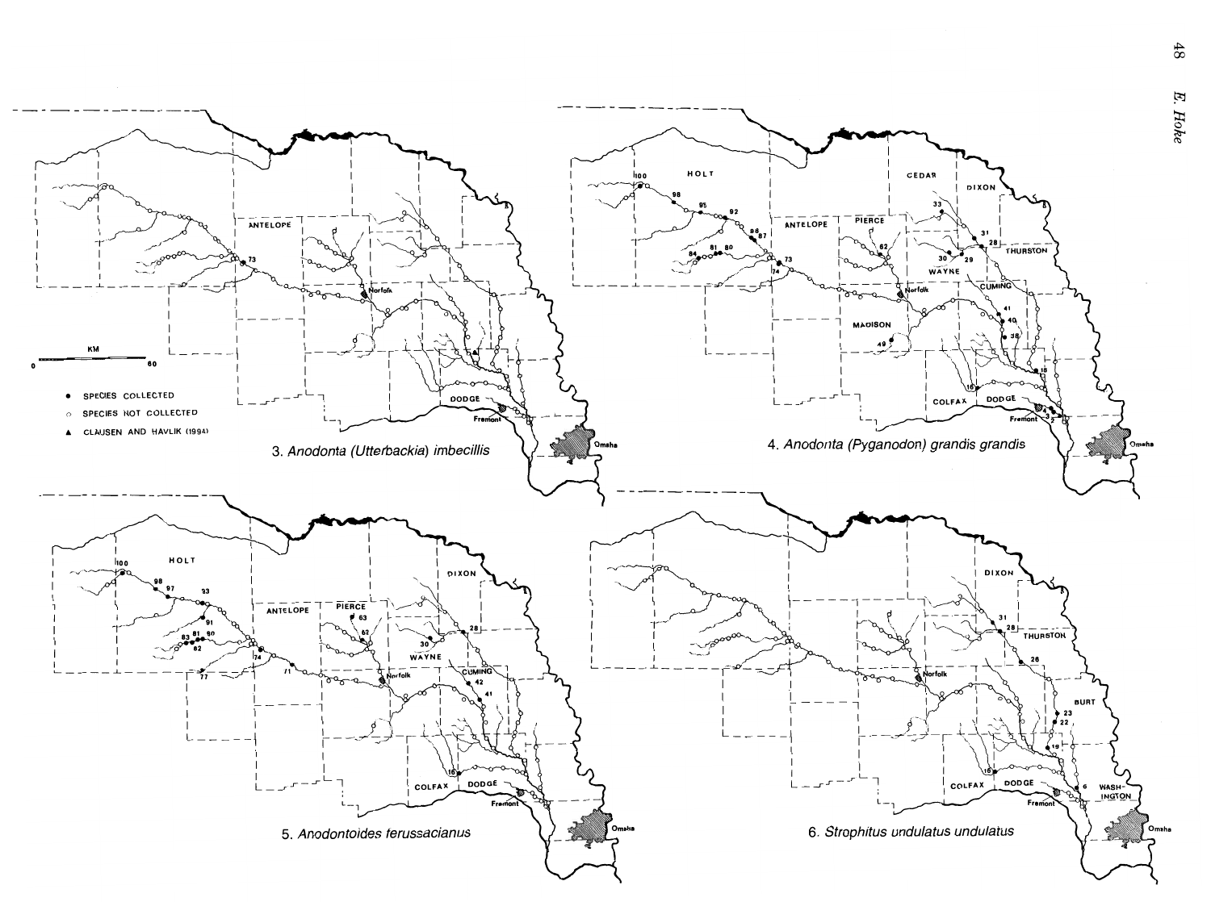3. *Anodonta (Utterbackia) imbecillis*

4. *Anodonta (Pyganodon) grandis grandis*

5. *Anodontoides ferussacianus*

6. *Strophitus undulatus undulatus*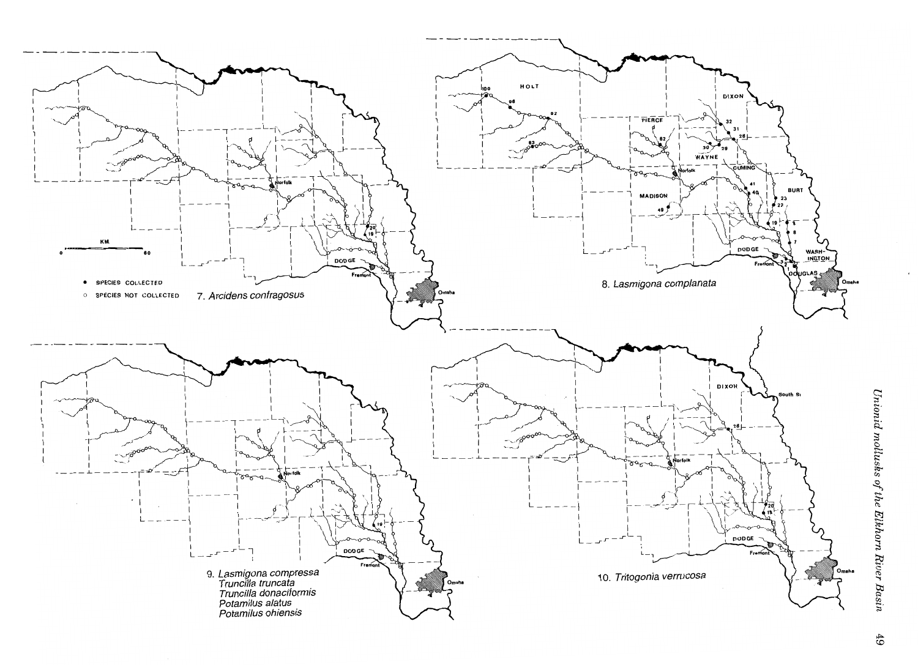7. *Arcidens confragosus*

8. *Lasmigona complanata*

9. *Lasmigona compressa*
*Truncilla truncata*
*Truncilla donaciformis*
*Potamilus alatus*
*Potamilus ohiensis*

10. *Tritogonia verrucosa*

● SPECIES COLLECTED
○ SPECIES NOT COLLECTED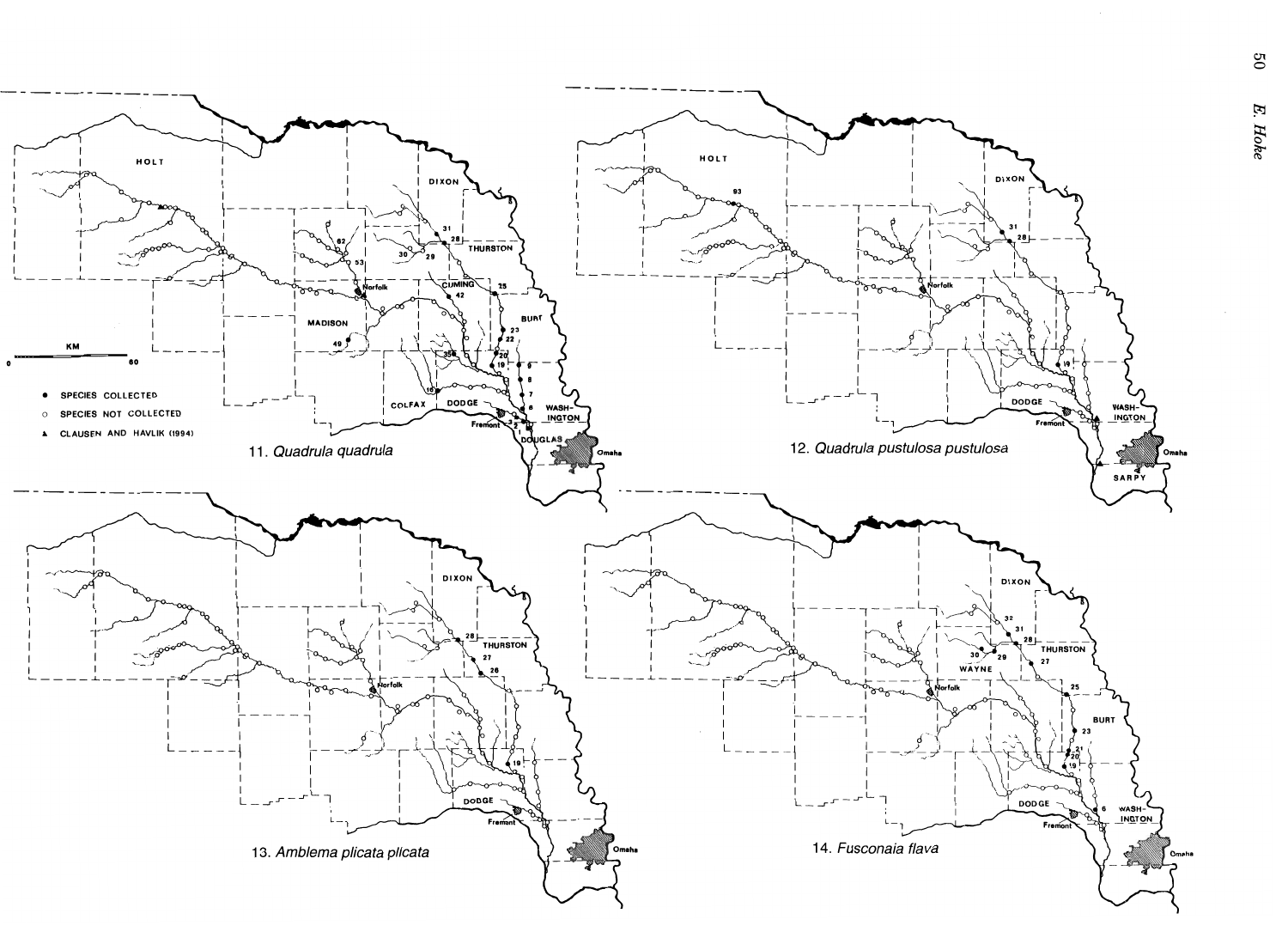11. *Quadrula quadrula*

12. *Quadrula pustulosa pustulosa*

13. *Amblema plicata plicata*

14. *Fusconaia flava*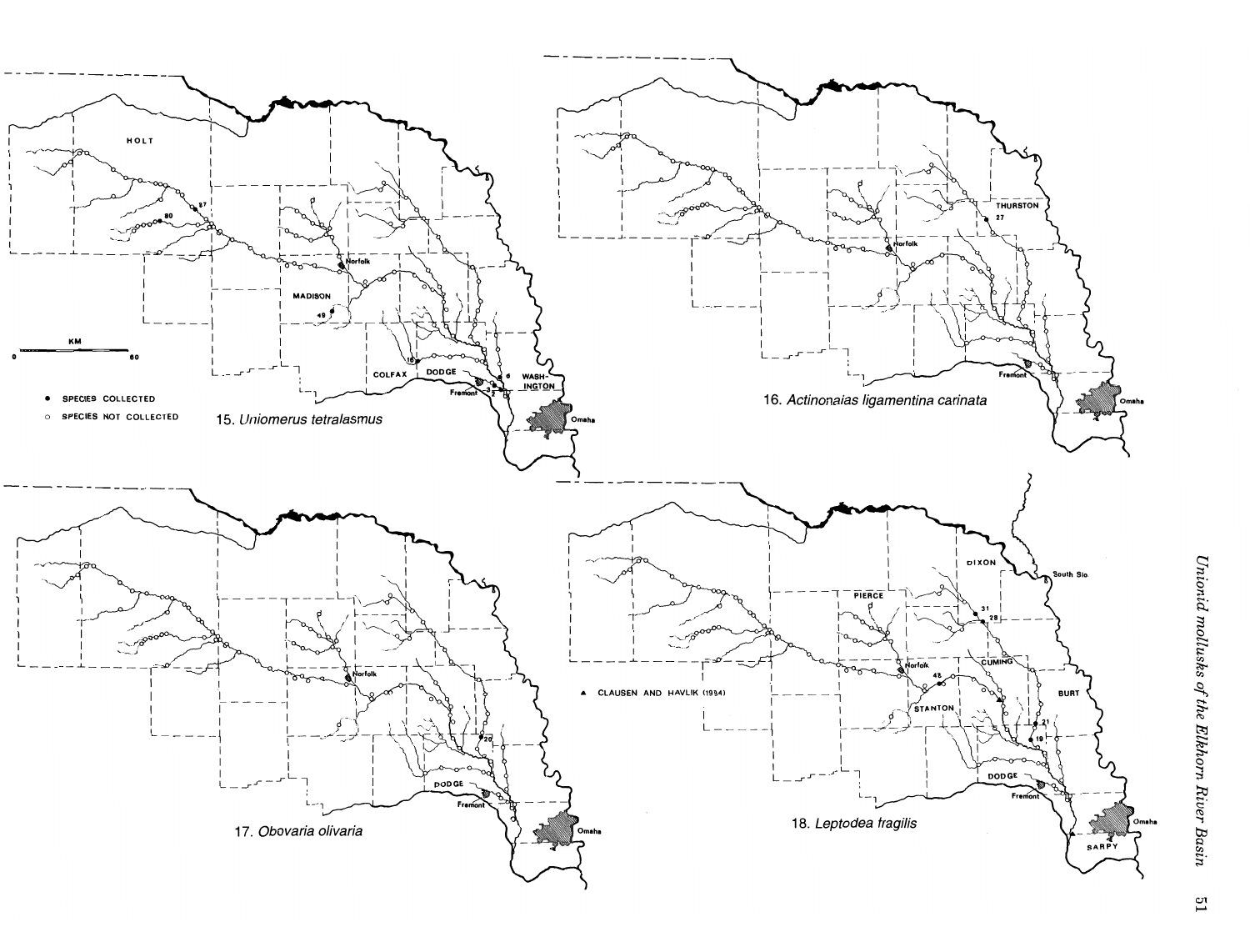15. *Uniomerus tetralasmus*

16. *Actinonaias ligamentina carinata*

17. *Obovaria olivaria*

18. *Leptodea fragilis*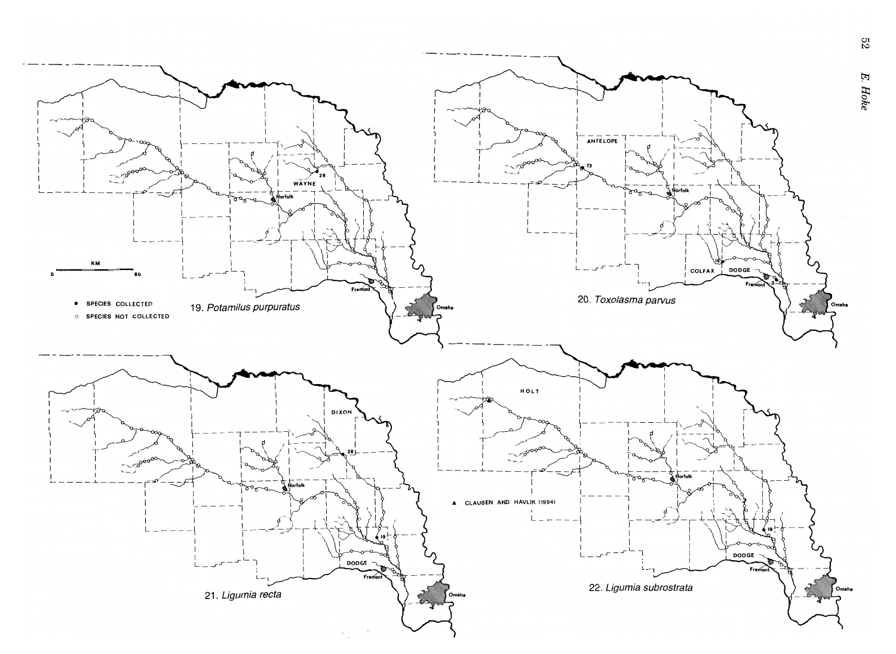19. *Potamilus purpuratus*

20. *Toxolasma parvus*

21. *Ligumia recta*

22. *Ligumia subrostrata*

● SPECIES COLLECTED
○ SPECIES NOT COLLECTED
▲ CLAUSEN AND HAVLIK (1994)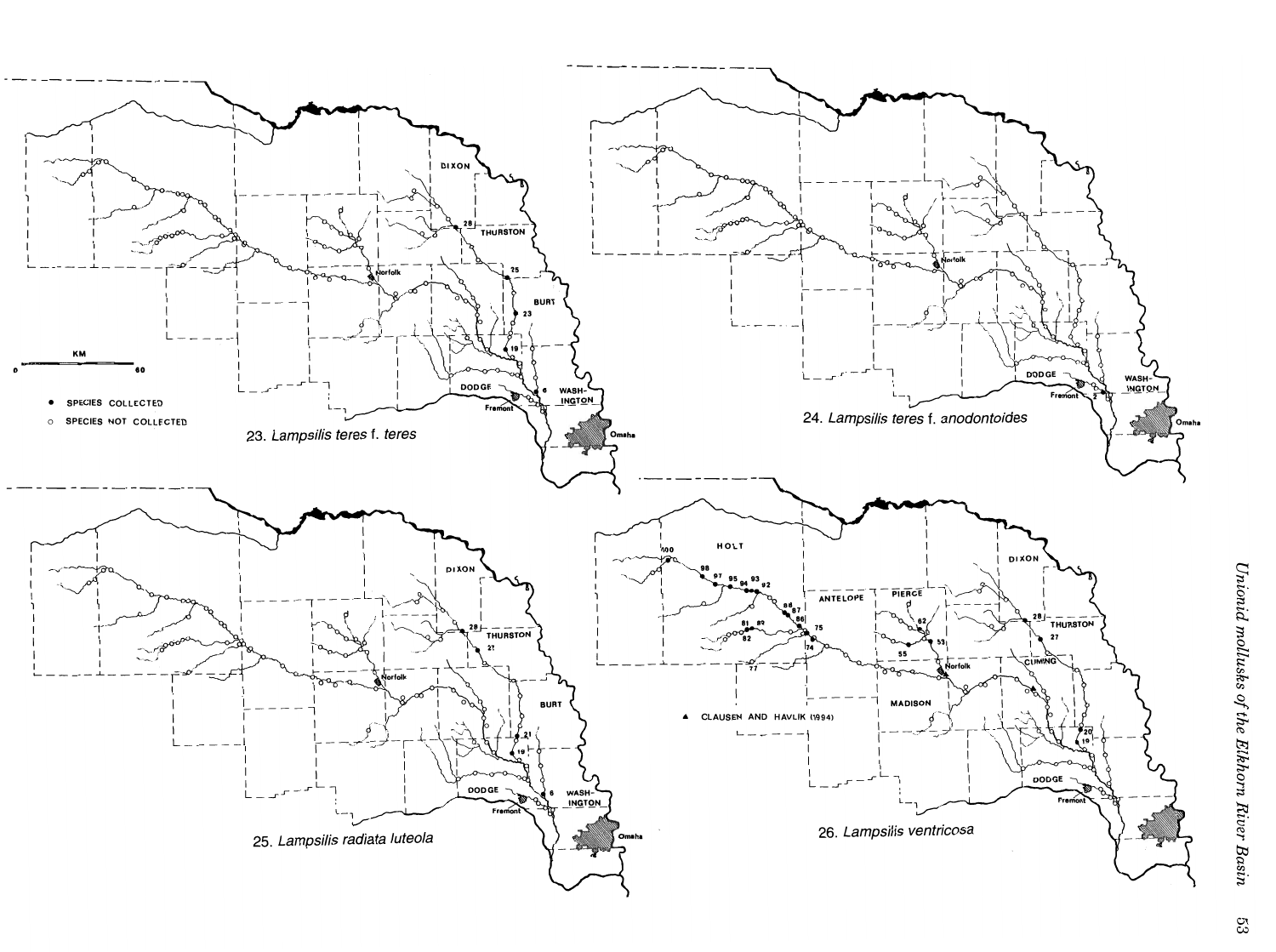23. *Lampsilis teres* f. *teres*

24. *Lampsilis teres* f. *anodontoides*

25. *Lampsilis radiata luteola*

26. *Lampsilis ventricosa*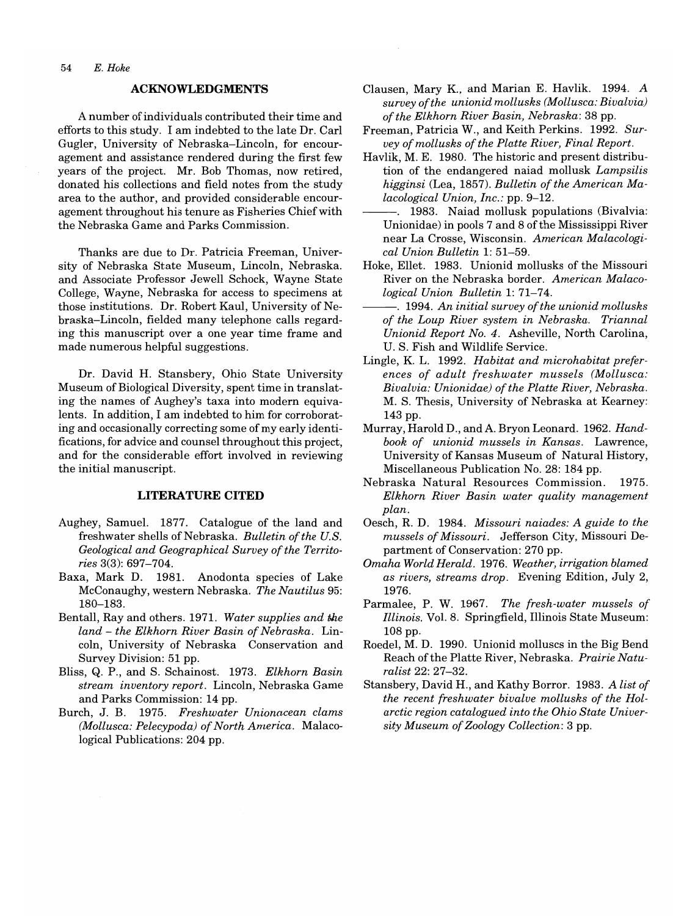## ACKNOWLEDGMENTS

A number of individuals contributed their time and efforts to this study. I am indebted to the late Dr. Carl Gugler, University of Nebraska–Lincoln, for encouragement and assistance rendered during the first few years of the project. Mr. Bob Thomas, now retired, donated his collections and field notes from the study area to the author, and provided considerable encouragement throughout his tenure as Fisheries Chief with the Nebraska Game and Parks Commission.

Thanks are due to Dr. Patricia Freeman, University of Nebraska State Museum, Lincoln, Nebraska. and Associate Professor Jewell Schock, Wayne State College, Wayne, Nebraska for access to specimens at those institutions. Dr. Robert Kaul, University of Nebraska–Lincoln, fielded many telephone calls regarding this manuscript over a one year time frame and made numerous helpful suggestions.

Dr. David H. Stansbery, Ohio State University Museum of Biological Diversity, spent time in translating the names of Aughey's taxa into modern equivalents. In addition, I am indebted to him for corroborating and occasionally correcting some of my early identifications, for advice and counsel throughout this project, and for the considerable effort involved in reviewing the initial manuscript.

## LITERATURE CITED

Aughey, Samuel. 1877. Catalogue of the land and freshwater shells of Nebraska. *Bulletin of the U.S. Geological and Geographical Survey of the Territories* 3(3): 697–704.

Baxa, Mark D. 1981. Anodonta species of Lake McConaughy, western Nebraska. *The Nautilus* 95: 180–183.

Bentall, Ray and others. 1971. *Water supplies and the land – the Elkhorn River Basin of Nebraska*. Lincoln, University of Nebraska Conservation and Survey Division: 51 pp.

Bliss, Q. P., and S. Schainost. 1973. *Elkhorn Basin stream inventory report*. Lincoln, Nebraska Game and Parks Commission: 14 pp.

Burch, J. B. 1975. *Freshwater Unionacean clams (Mollusca: Pelecypoda) of North America*. Malacological Publications: 204 pp.

Clausen, Mary K., and Marian E. Havlik. 1994. *A survey of the unionid mollusks (Mollusca: Bivalvia) of the Elkhorn River Basin, Nebraska*: 38 pp.

Freeman, Patricia W., and Keith Perkins. 1992. *Survey of mollusks of the Platte River, Final Report*.

Havlik, M. E. 1980. The historic and present distribution of the endangered naiad mollusk *Lampsilis higginsi* (Lea, 1857). *Bulletin of the American Malacological Union, Inc.*: pp. 9–12.

———. 1983. Naiad mollusk populations (Bivalvia: Unionidae) in pools 7 and 8 of the Mississippi River near La Crosse, Wisconsin. *American Malacological Union Bulletin* 1: 51–59.

Hoke, Ellet. 1983. Unionid mollusks of the Missouri River on the Nebraska border. *American Malacological Union Bulletin* 1: 71–74.

———. 1994. *An initial survey of the unionid mollusks of the Loup River system in Nebraska. Triannal Unionid Report No. 4*. Asheville, North Carolina, U. S. Fish and Wildlife Service.

Lingle, K. L. 1992. *Habitat and microhabitat preferences of adult freshwater mussels (Mollusca: Bivalvia: Unionidae) of the Platte River, Nebraska*. M. S. Thesis, University of Nebraska at Kearney: 143 pp.

Murray, Harold D., and A. Bryon Leonard. 1962. *Handbook of unionid mussels in Kansas*. Lawrence, University of Kansas Museum of Natural History, Miscellaneous Publication No. 28: 184 pp.

Nebraska Natural Resources Commission. 1975. *Elkhorn River Basin water quality management plan*.

Oesch, R. D. 1984. *Missouri naiades: A guide to the mussels of Missouri*. Jefferson City, Missouri Department of Conservation: 270 pp.

*Omaha World Herald*. 1976. *Weather, irrigation blamed as rivers, streams drop*. Evening Edition, July 2, 1976.

Parmalee, P. W. 1967. *The fresh-water mussels of Illinois*. Vol. 8. Springfield, Illinois State Museum: 108 pp.

Roedel, M. D. 1990. Unionid molluscs in the Big Bend Reach of the Platte River, Nebraska. *Prairie Naturalist* 22: 27–32.

Stansbery, David H., and Kathy Borror. 1983. *A list of the recent freshwater bivalve mollusks of the Holarctic region catalogued into the Ohio State University Museum of Zoology Collection*: 3 pp.